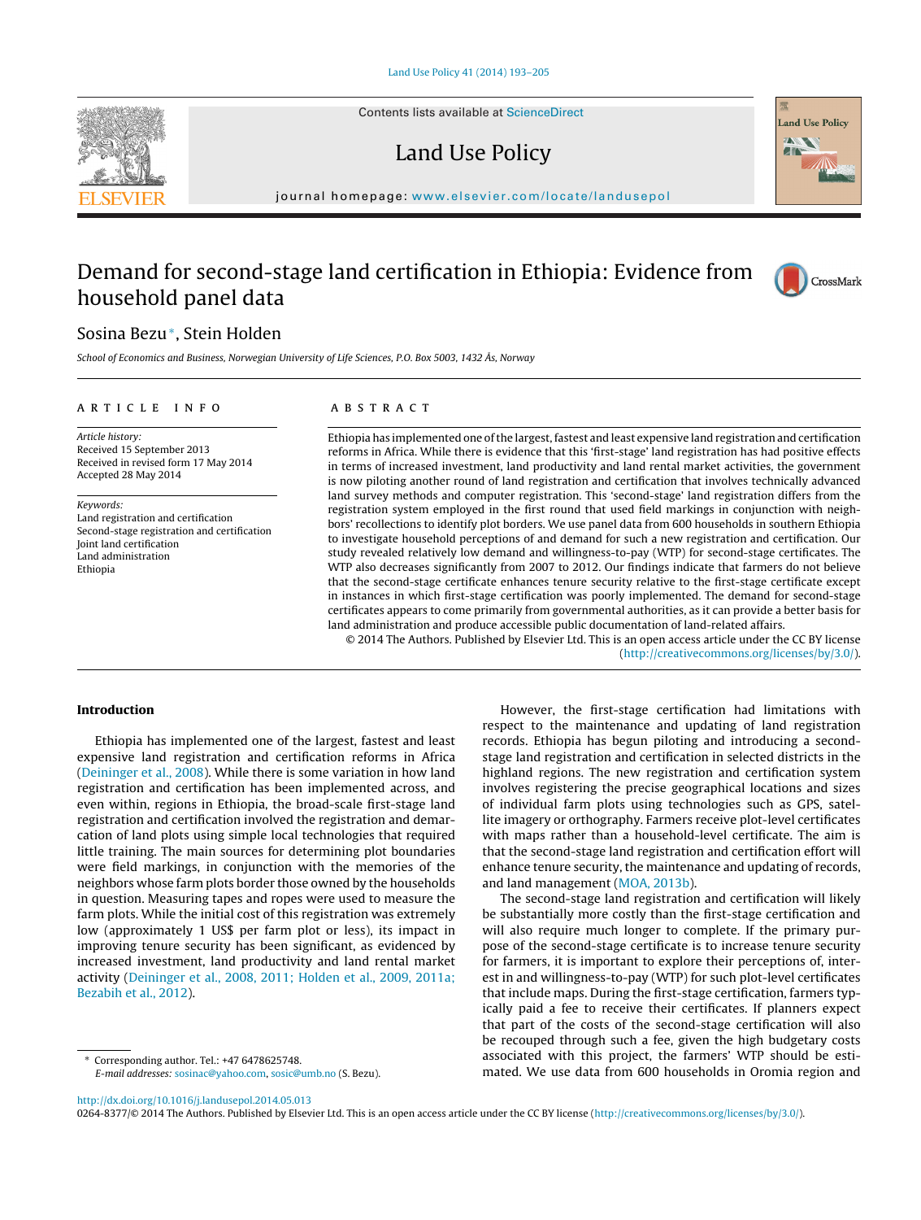# Demand for second-stage land certification in Ethiopia: Evidence from household panel data

Sosina Bezu*, Stein Holden

*School of Economics and Business, Norwegian University of Life Sciences, P.O. Box 5003, 1432 Ås, Norway*

**ARTICLE INFO**

*Article history:*
Received 15 September 2013
Received in revised form 17 May 2014
Accepted 28 May 2014

*Keywords:*
Land registration and certification
Second-stage registration and certification
Joint land certification
Land administration
Ethiopia

**ABSTRACT**

Ethiopia has implemented one of the largest, fastest and least expensive land registration and certification reforms in Africa. While there is evidence that this 'first-stage' land registration has had positive effects in terms of increased investment, land productivity and land rental market activities, the government is now piloting another round of land registration and certification that involves technically advanced land survey methods and computer registration. This 'second-stage' land registration differs from the registration system employed in the first round that used field markings in conjunction with neighbors' recollections to identify plot borders. We use panel data from 600 households in southern Ethiopia to investigate household perceptions of and demand for such a new registration and certification. Our study revealed relatively low demand and willingness-to-pay (WTP) for second-stage certificates. The WTP also decreases significantly from 2007 to 2012. Our findings indicate that farmers do not believe that the second-stage certificate enhances tenure security relative to the first-stage certificate except in instances in which first-stage certification was poorly implemented. The demand for second-stage certificates appears to come primarily from governmental authorities, as it can provide a better basis for land administration and produce accessible public documentation of land-related affairs.

© 2014 The Authors. Published by Elsevier Ltd. This is an open access article under the CC BY license (http://creativecommons.org/licenses/by/3.0/).

## Introduction

Ethiopia has implemented one of the largest, fastest and least expensive land registration and certification reforms in Africa (Deininger et al., 2008). While there is some variation in how land registration and certification has been implemented across, and even within, regions in Ethiopia, the broad-scale first-stage land registration and certification involved the registration and demarcation of land plots using simple local technologies that required little training. The main sources for determining plot boundaries were field markings, in conjunction with the memories of the neighbors whose farm plots border those owned by the households in question. Measuring tapes and ropes were used to measure the farm plots. While the initial cost of this registration was extremely low (approximately 1 US$ per farm plot or less), its impact in improving tenure security has been significant, as evidenced by increased investment, land productivity and land rental market activity (Deininger et al., 2008, 2011; Holden et al., 2009, 2011a; Bezabih et al., 2012).

However, the first-stage certification had limitations with respect to the maintenance and updating of land registration records. Ethiopia has begun piloting and introducing a second-stage land registration and certification in selected districts in the highland regions. The new registration and certification system involves registering the precise geographical locations and sizes of individual farm plots using technologies such as GPS, satellite imagery or orthography. Farmers receive plot-level certificates with maps rather than a household-level certificate. The aim is that the second-stage land registration and certification effort will enhance tenure security, the maintenance and updating of records, and land management (MOA, 2013b).

The second-stage land registration and certification will likely be substantially more costly than the first-stage certification and will also require much longer to complete. If the primary purpose of the second-stage certificate is to increase tenure security for farmers, it is important to explore their perceptions of, interest in and willingness-to-pay (WTP) for such plot-level certificates that include maps. During the first-stage certification, farmers typically paid a fee to receive their certificates. If planners expect that part of the costs of the second-stage certification will also be recouped through such a fee, given the high budgetary costs associated with this project, the farmers' WTP should be estimated. We use data from 600 households in Oromia region and

* Corresponding author. Tel.: +47 6478625748.
*E-mail addresses:* sosinac@yahoo.com, sosic@umb.no (S. Bezu).

http://dx.doi.org/10.1016/j.landusepol.2014.05.013
0264-8377/© 2014 The Authors. Published by Elsevier Ltd. This is an open access article under the CC BY license (http://creativecommons.org/licenses/by/3.0/).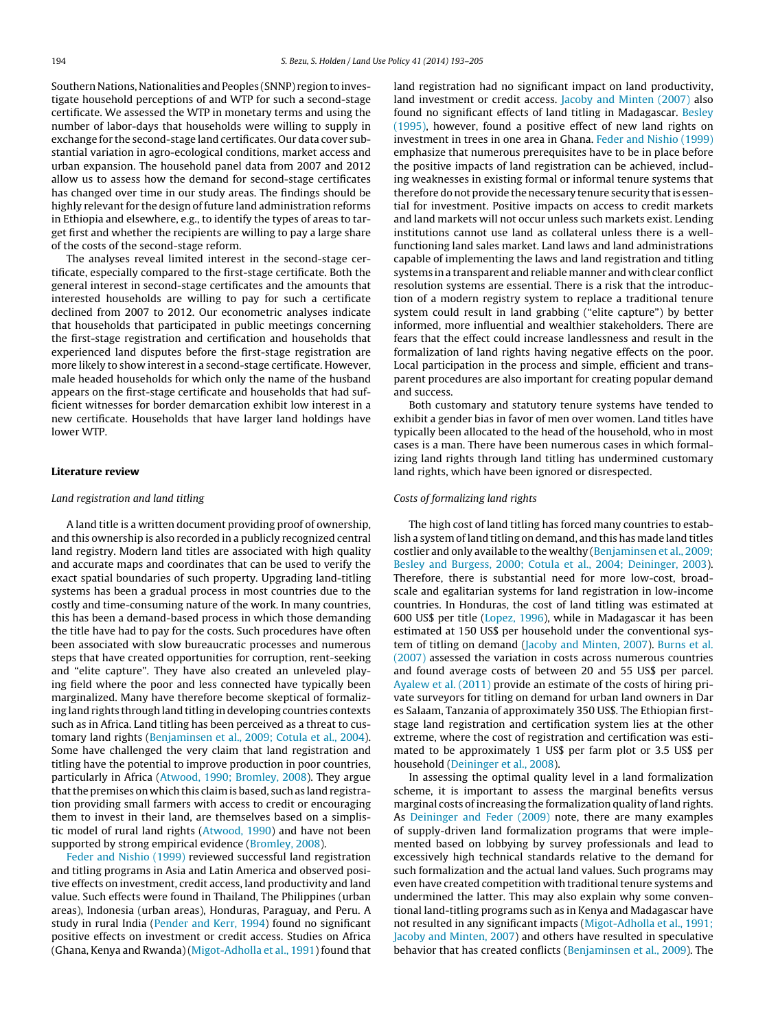Southern Nations, Nationalities and Peoples (SNNP) region to investigate household perceptions of and WTP for such a second-stage certificate. We assessed the WTP in monetary terms and using the number of labor-days that households were willing to supply in exchange for the second-stage land certificates. Our data cover substantial variation in agro-ecological conditions, market access and urban expansion. The household panel data from 2007 and 2012 allow us to assess how the demand for second-stage certificates has changed over time in our study areas. The findings should be highly relevant for the design of future land administration reforms in Ethiopia and elsewhere, e.g., to identify the types of areas to target first and whether the recipients are willing to pay a large share of the costs of the second-stage reform.

The analyses reveal limited interest in the second-stage certificate, especially compared to the first-stage certificate. Both the general interest in second-stage certificates and the amounts that interested households are willing to pay for such a certificate declined from 2007 to 2012. Our econometric analyses indicate that households that participated in public meetings concerning the first-stage registration and certification and households that experienced land disputes before the first-stage registration are more likely to show interest in a second-stage certificate. However, male headed households for which only the name of the husband appears on the first-stage certificate and households that had sufficient witnesses for border demarcation exhibit low interest in a new certificate. Households that have larger land holdings have lower WTP.

## Literature review

### *Land registration and land titling*

A land title is a written document providing proof of ownership, and this ownership is also recorded in a publicly recognized central land registry. Modern land titles are associated with high quality and accurate maps and coordinates that can be used to verify the exact spatial boundaries of such property. Upgrading land-titling systems has been a gradual process in most countries due to the costly and time-consuming nature of the work. In many countries, this has been a demand-based process in which those demanding the title have had to pay for the costs. Such procedures have often been associated with slow bureaucratic processes and numerous steps that have created opportunities for corruption, rent-seeking and "elite capture". They have also created an unleveled playing field where the poor and less connected have typically been marginalized. Many have therefore been skeptical of formalizing land rights through land titling in developing countries contexts such as in Africa. Land titling has been perceived as a threat to customary land rights (Benjaminsen et al., 2009; Cotula et al., 2004). Some have challenged the very claim that land registration and titling have the potential to improve production in poor countries, particularly in Africa (Atwood, 1990; Bromley, 2008). They argue that the premises on which this claim is based, such as land registration providing small farmers with access to credit or encouraging them to invest in their land, are themselves based on a simplistic model of rural land rights (Atwood, 1990) and have not been supported by strong empirical evidence (Bromley, 2008).

Feder and Nishio (1999) reviewed successful land registration and titling programs in Asia and Latin America and observed positive effects on investment, credit access, land productivity and land value. Such effects were found in Thailand, The Philippines (urban areas), Indonesia (urban areas), Honduras, Paraguay, and Peru. A study in rural India (Pender and Kerr, 1994) found no significant positive effects on investment or credit access. Studies on Africa (Ghana, Kenya and Rwanda) (Migot-Adholla et al., 1991) found that land registration had no significant impact on land productivity, land investment or credit access. Jacoby and Minten (2007) also found no significant effects of land titling in Madagascar. Besley (1995), however, found a positive effect of new land rights on investment in trees in one area in Ghana. Feder and Nishio (1999) emphasize that numerous prerequisites have to be in place before the positive impacts of land registration can be achieved, including weaknesses in existing formal or informal tenure systems that therefore do not provide the necessary tenure security that is essential for investment. Positive impacts on access to credit markets and land markets will not occur unless such markets exist. Lending institutions cannot use land as collateral unless there is a well-functioning land sales market. Land laws and land administrations capable of implementing the laws and land registration and titling systems in a transparent and reliable manner and with clear conflict resolution systems are essential. There is a risk that the introduction of a modern registry system to replace a traditional tenure system could result in land grabbing ("elite capture") by better informed, more influential and wealthier stakeholders. There are fears that the effect could increase landlessness and result in the formalization of land rights having negative effects on the poor. Local participation in the process and simple, efficient and transparent procedures are also important for creating popular demand and success.

Both customary and statutory tenure systems have tended to exhibit a gender bias in favor of men over women. Land titles have typically been allocated to the head of the household, who in most cases is a man. There have been numerous cases in which formalizing land rights through land titling has undermined customary land rights, which have been ignored or disrespected.

### *Costs of formalizing land rights*

The high cost of land titling has forced many countries to establish a system of land titling on demand, and this has made land titles costlier and only available to the wealthy (Benjaminsen et al., 2009; Besley and Burgess, 2000; Cotula et al., 2004; Deininger, 2003). Therefore, there is substantial need for more low-cost, broad-scale and egalitarian systems for land registration in low-income countries. In Honduras, the cost of land titling was estimated at 600 US$ per title (Lopez, 1996), while in Madagascar it has been estimated at 150 US$ per household under the conventional system of titling on demand (Jacoby and Minten, 2007). Burns et al. (2007) assessed the variation in costs across numerous countries and found average costs of between 20 and 55 US$ per parcel. Ayalew et al. (2011) provide an estimate of the costs of hiring private surveyors for titling on demand for urban land owners in Dar es Salaam, Tanzania of approximately 350 US$. The Ethiopian first-stage land registration and certification system lies at the other extreme, where the cost of registration and certification was estimated to be approximately 1 US$ per farm plot or 3.5 US$ per household (Deininger et al., 2008).

In assessing the optimal quality level in a land formalization scheme, it is important to assess the marginal benefits versus marginal costs of increasing the formalization quality of land rights. As Deininger and Feder (2009) note, there are many examples of supply-driven land formalization programs that were implemented based on lobbying by survey professionals and lead to excessively high technical standards relative to the demand for such formalization and the actual land values. Such programs may even have created competition with traditional tenure systems and undermined the latter. This may also explain why some conventional land-titling programs such as in Kenya and Madagascar have not resulted in any significant impacts (Migot-Adholla et al., 1991; Jacoby and Minten, 2007) and others have resulted in speculative behavior that has created conflicts (Benjaminsen et al., 2009). The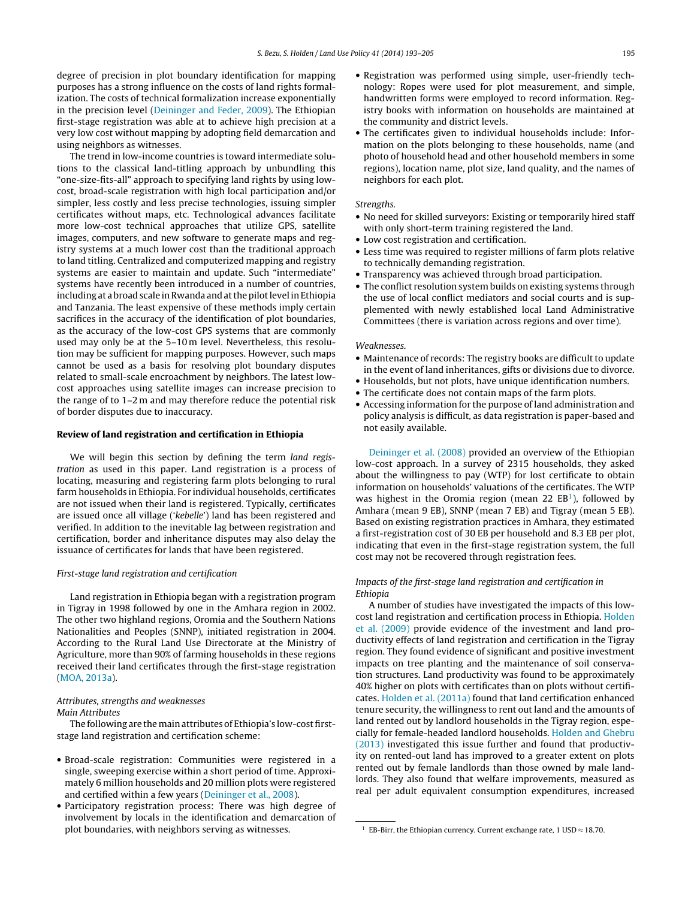degree of precision in plot boundary identification for mapping purposes has a strong influence on the costs of land rights formalization. The costs of technical formalization increase exponentially in the precision level (Deininger and Feder, 2009). The Ethiopian first-stage registration was able at to achieve high precision at a very low cost without mapping by adopting field demarcation and using neighbors as witnesses.

The trend in low-income countries is toward intermediate solutions to the classical land-titling approach by unbundling this "one-size-fits-all" approach to specifying land rights by using low-cost, broad-scale registration with high local participation and/or simpler, less costly and less precise technologies, issuing simpler certificates without maps, etc. Technological advances facilitate more low-cost technical approaches that utilize GPS, satellite images, computers, and new software to generate maps and registry systems at a much lower cost than the traditional approach to land titling. Centralized and computerized mapping and registry systems are easier to maintain and update. Such "intermediate" systems have recently been introduced in a number of countries, including at a broad scale in Rwanda and at the pilot level in Ethiopia and Tanzania. The least expensive of these methods imply certain sacrifices in the accuracy of the identification of plot boundaries, as the accuracy of the low-cost GPS systems that are commonly used may only be at the 5–10 m level. Nevertheless, this resolution may be sufficient for mapping purposes. However, such maps cannot be used as a basis for resolving plot boundary disputes related to small-scale encroachment by neighbors. The latest low-cost approaches using satellite images can increase precision to the range of to 1–2 m and may therefore reduce the potential risk of border disputes due to inaccuracy.

## Review of land registration and certification in Ethiopia

We will begin this section by defining the term *land registration* as used in this paper. Land registration is a process of locating, measuring and registering farm plots belonging to rural farm households in Ethiopia. For individual households, certificates are not issued when their land is registered. Typically, certificates are issued once all village ('*kebelle*') land has been registered and verified. In addition to the inevitable lag between registration and certification, border and inheritance disputes may also delay the issuance of certificates for lands that have been registered.

### *First-stage land registration and certification*

Land registration in Ethiopia began with a registration program in Tigray in 1998 followed by one in the Amhara region in 2002. The other two highland regions, Oromia and the Southern Nations Nationalities and Peoples (SNNP), initiated registration in 2004. According to the Rural Land Use Directorate at the Ministry of Agriculture, more than 90% of farming households in these regions received their land certificates through the first-stage registration (MOA, 2013a).

### *Attributes, strengths and weaknesses*

#### *Main Attributes*

The following are the main attributes of Ethiopia's low-cost first-stage land registration and certification scheme:

- Broad-scale registration: Communities were registered in a single, sweeping exercise within a short period of time. Approximately 6 million households and 20 million plots were registered and certified within a few years (Deininger et al., 2008).
- Participatory registration process: There was high degree of involvement by locals in the identification and demarcation of plot boundaries, with neighbors serving as witnesses.
- Registration was performed using simple, user-friendly technology: Ropes were used for plot measurement, and simple, handwritten forms were employed to record information. Registry books with information on households are maintained at the community and district levels.
- The certificates given to individual households include: Information on the plots belonging to these households, name (and photo of household head and other household members in some regions), location name, plot size, land quality, and the names of neighbors for each plot.

#### *Strengths.*

- No need for skilled surveyors: Existing or temporarily hired staff with only short-term training registered the land.
- Low cost registration and certification.
- Less time was required to register millions of farm plots relative to technically demanding registration.
- Transparency was achieved through broad participation.
- The conflict resolution system builds on existing systems through the use of local conflict mediators and social courts and is supplemented with newly established local Land Administrative Committees (there is variation across regions and over time).

#### *Weaknesses.*

- Maintenance of records: The registry books are difficult to update in the event of land inheritances, gifts or divisions due to divorce.
- Households, but not plots, have unique identification numbers.
- The certificate does not contain maps of the farm plots.
- Accessing information for the purpose of land administration and policy analysis is difficult, as data registration is paper-based and not easily available.

Deininger et al. (2008) provided an overview of the Ethiopian low-cost approach. In a survey of 2315 households, they asked about the willingness to pay (WTP) for lost certificate to obtain information on households' valuations of the certificates. The WTP was highest in the Oromia region (mean 22 EB[1]), followed by Amhara (mean 9 EB), SNNP (mean 7 EB) and Tigray (mean 5 EB). Based on existing registration practices in Amhara, they estimated a first-registration cost of 30 EB per household and 8.3 EB per plot, indicating that even in the first-stage registration system, the full cost may not be recovered through registration fees.

### *Impacts of the first-stage land registration and certification in Ethiopia*

A number of studies have investigated the impacts of this low-cost land registration and certification process in Ethiopia. Holden et al. (2009) provide evidence of the investment and land productivity effects of land registration and certification in the Tigray region. They found evidence of significant and positive investment impacts on tree planting and the maintenance of soil conservation structures. Land productivity was found to be approximately 40% higher on plots with certificates than on plots without certificates. Holden et al. (2011a) found that land certification enhanced tenure security, the willingness to rent out land and the amounts of land rented out by landlord households in the Tigray region, especially for female-headed landlord households. Holden and Ghebru (2013) investigated this issue further and found that productivity on rented-out land has improved to a greater extent on plots rented out by female landlords than those owned by male landlords. They also found that welfare improvements, measured as real per adult equivalent consumption expenditures, increased

[1] EB-Birr, the Ethiopian currency. Current exchange rate, 1 USD ≈ 18.70.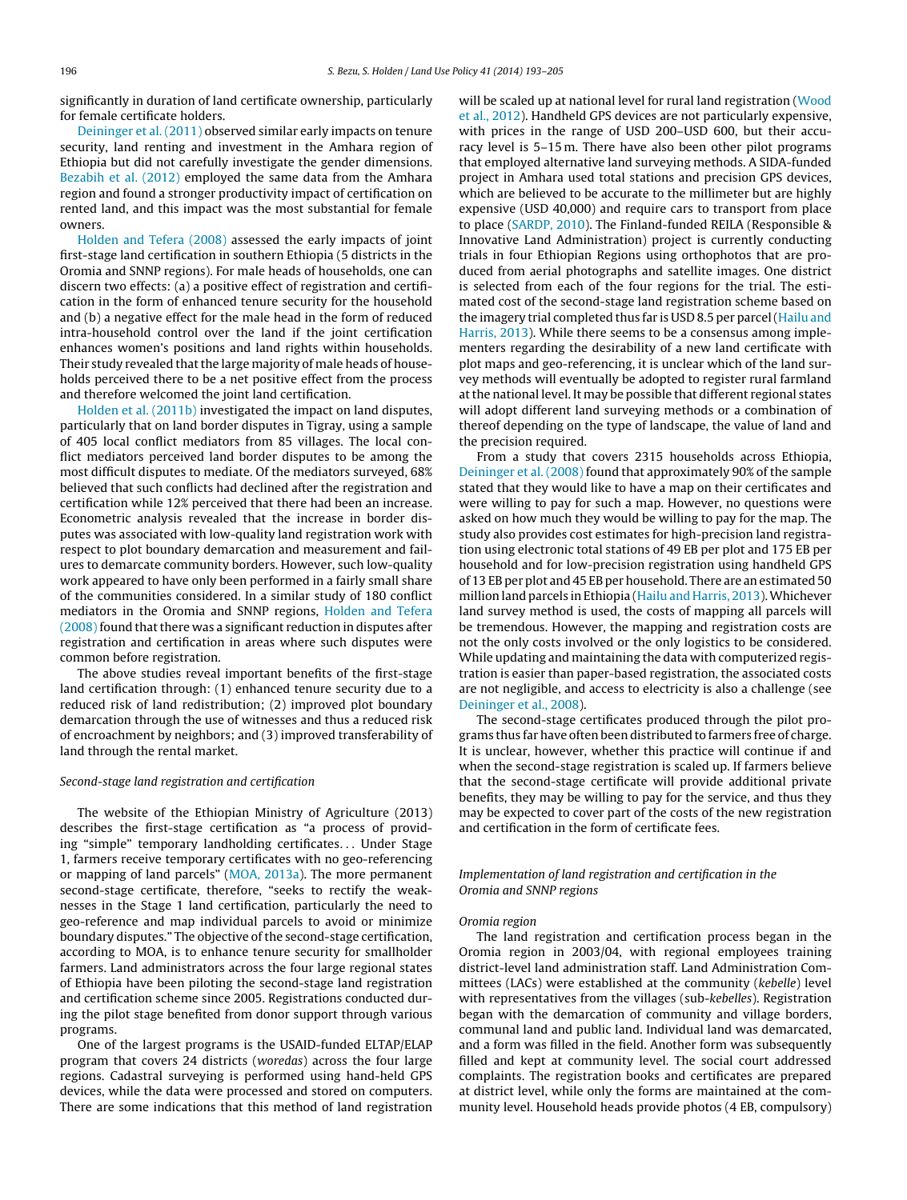significantly in duration of land certificate ownership, particularly for female certificate holders.

Deininger et al. (2011) observed similar early impacts on tenure security, land renting and investment in the Amhara region of Ethiopia but did not carefully investigate the gender dimensions. Bezabih et al. (2012) employed the same data from the Amhara region and found a stronger productivity impact of certification on rented land, and this impact was the most substantial for female owners.

Holden and Tefera (2008) assessed the early impacts of joint first-stage land certification in southern Ethiopia (5 districts in the Oromia and SNNP regions). For male heads of households, one can discern two effects: (a) a positive effect of registration and certification in the form of enhanced tenure security for the household and (b) a negative effect for the male head in the form of reduced intra-household control over the land if the joint certification enhances women's positions and land rights within households. Their study revealed that the large majority of male heads of households perceived there to be a net positive effect from the process and therefore welcomed the joint land certification.

Holden et al. (2011b) investigated the impact on land disputes, particularly that on land border disputes in Tigray, using a sample of 405 local conflict mediators from 85 villages. The local conflict mediators perceived land border disputes to be among the most difficult disputes to mediate. Of the mediators surveyed, 68% believed that such conflicts had declined after the registration and certification while 12% perceived that there had been an increase. Econometric analysis revealed that the increase in border disputes was associated with low-quality land registration work with respect to plot boundary demarcation and measurement and failures to demarcate community borders. However, such low-quality work appeared to have only been performed in a fairly small share of the communities considered. In a similar study of 180 conflict mediators in the Oromia and SNNP regions, Holden and Tefera (2008) found that there was a significant reduction in disputes after registration and certification in areas where such disputes were common before registration.

The above studies reveal important benefits of the first-stage land certification through: (1) enhanced tenure security due to a reduced risk of land redistribution; (2) improved plot boundary demarcation through the use of witnesses and thus a reduced risk of encroachment by neighbors; and (3) improved transferability of land through the rental market.

*Second-stage land registration and certification*

The website of the Ethiopian Ministry of Agriculture (2013) describes the first-stage certification as "a process of providing "simple" temporary landholding certificates... Under Stage 1, farmers receive temporary certificates with no geo-referencing or mapping of land parcels" (MOA, 2013a). The more permanent second-stage certificate, therefore, "seeks to rectify the weaknesses in the Stage 1 land certification, particularly the need to geo-reference and map individual parcels to avoid or minimize boundary disputes." The objective of the second-stage certification, according to MOA, is to enhance tenure security for smallholder farmers. Land administrators across the four large regional states of Ethiopia have been piloting the second-stage land registration and certification scheme since 2005. Registrations conducted during the pilot stage benefited from donor support through various programs.

One of the largest programs is the USAID-funded ELTAP/ELAP program that covers 24 districts (*woredas*) across the four large regions. Cadastral surveying is performed using hand-held GPS devices, while the data were processed and stored on computers. There are some indications that this method of land registration will be scaled up at national level for rural land registration (Wood et al., 2012). Handheld GPS devices are not particularly expensive, with prices in the range of USD 200–USD 600, but their accuracy level is 5–15 m. There have also been other pilot programs that employed alternative land surveying methods. A SIDA-funded project in Amhara used total stations and precision GPS devices, which are believed to be accurate to the millimeter but are highly expensive (USD 40,000) and require cars to transport from place to place (SARDP, 2010). The Finland-funded REILA (Responsible & Innovative Land Administration) project is currently conducting trials in four Ethiopian Regions using orthophotos that are produced from aerial photographs and satellite images. One district is selected from each of the four regions for the trial. The estimated cost of the second-stage land registration scheme based on the imagery trial completed thus far is USD 8.5 per parcel (Hailu and Harris, 2013). While there seems to be a consensus among implementers regarding the desirability of a new land certificate with plot maps and geo-referencing, it is unclear which of the land survey methods will eventually be adopted to register rural farmland at the national level. It may be possible that different regional states will adopt different land surveying methods or a combination of thereof depending on the type of landscape, the value of land and the precision required.

From a study that covers 2315 households across Ethiopia, Deininger et al. (2008) found that approximately 90% of the sample stated that they would like to have a map on their certificates and were willing to pay for such a map. However, no questions were asked on how much they would be willing to pay for the map. The study also provides cost estimates for high-precision land registration using electronic total stations of 49 EB per plot and 175 EB per household and for low-precision registration using handheld GPS of 13 EB per plot and 45 EB per household. There are an estimated 50 million land parcels in Ethiopia (Hailu and Harris, 2013). Whichever land survey method is used, the costs of mapping all parcels will be tremendous. However, the mapping and registration costs are not the only costs involved or the only logistics to be considered. While updating and maintaining the data with computerized registration is easier than paper-based registration, the associated costs are not negligible, and access to electricity is also a challenge (see Deininger et al., 2008).

The second-stage certificates produced through the pilot programs thus far have often been distributed to farmers free of charge. It is unclear, however, whether this practice will continue if and when the second-stage registration is scaled up. If farmers believe that the second-stage certificate will provide additional private benefits, they may be willing to pay for the service, and thus they may be expected to cover part of the costs of the new registration and certification in the form of certificate fees.

*Implementation of land registration and certification in the Oromia and SNNP regions*

*Oromia region*

The land registration and certification process began in the Oromia region in 2003/04, with regional employees training district-level land administration staff. Land Administration Committees (LACs) were established at the community (*kebelle*) level with representatives from the villages (sub-*kebelles*). Registration began with the demarcation of community and village borders, communal land and public land. Individual land was demarcated, and a form was filled in the field. Another form was subsequently filled and kept at community level. The social court addressed complaints. The registration books and certificates are prepared at district level, while only the forms are maintained at the community level. Household heads provide photos (4 EB, compulsory)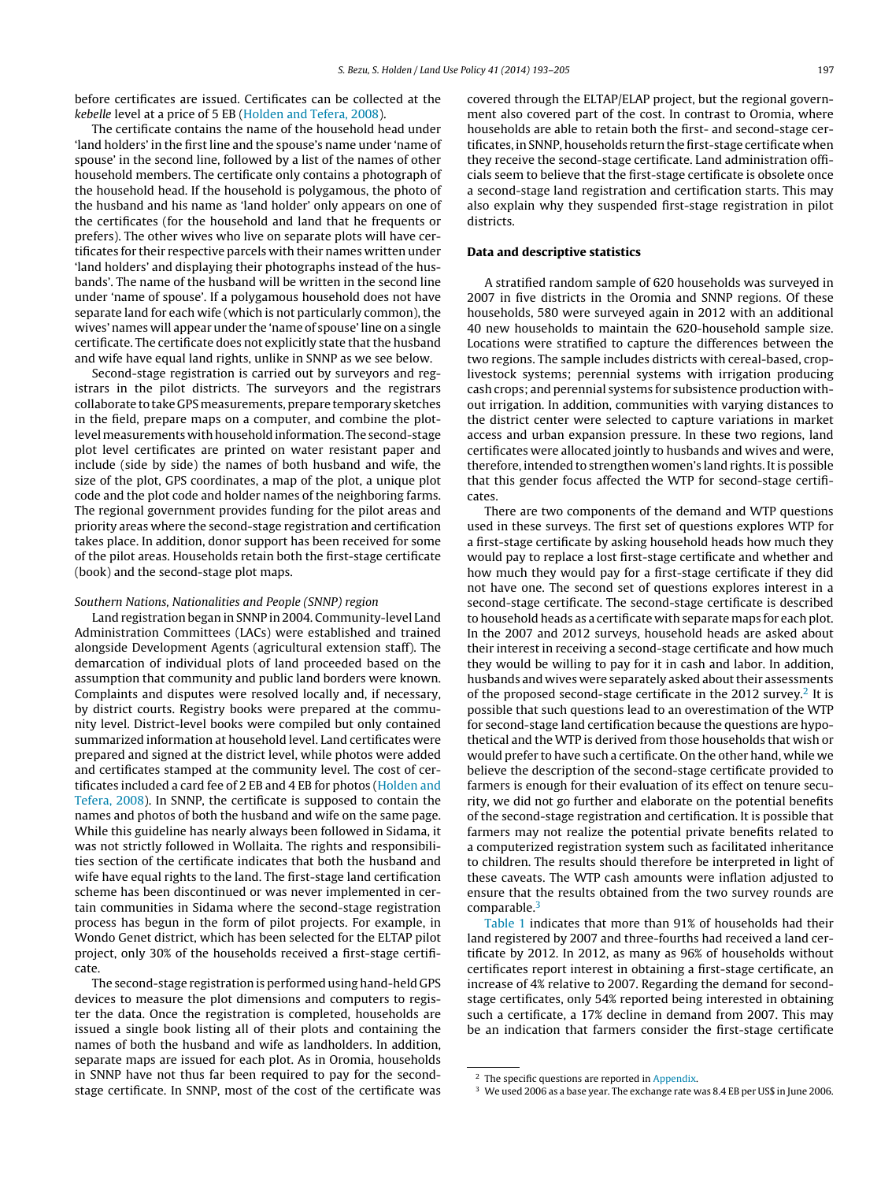before certificates are issued. Certificates can be collected at the *kebelle* level at a price of 5 EB (Holden and Tefera, 2008).

The certificate contains the name of the household head under 'land holders' in the first line and the spouse's name under 'name of spouse' in the second line, followed by a list of the names of other household members. The certificate only contains a photograph of the household head. If the household is polygamous, the photo of the husband and his name as 'land holder' only appears on one of the certificates (for the household and land that he frequents or prefers). The other wives who live on separate plots will have certificates for their respective parcels with their names written under 'land holders' and displaying their photographs instead of the husbands'. The name of the husband will be written in the second line under 'name of spouse'. If a polygamous household does not have separate land for each wife (which is not particularly common), the wives' names will appear under the 'name of spouse' line on a single certificate. The certificate does not explicitly state that the husband and wife have equal land rights, unlike in SNNP as we see below.

Second-stage registration is carried out by surveyors and registrars in the pilot districts. The surveyors and the registrars collaborate to take GPS measurements, prepare temporary sketches in the field, prepare maps on a computer, and combine the plot-level measurements with household information. The second-stage plot level certificates are printed on water resistant paper and include (side by side) the names of both husband and wife, the size of the plot, GPS coordinates, a map of the plot, a unique plot code and the plot code and holder names of the neighboring farms. The regional government provides funding for the pilot areas and priority areas where the second-stage registration and certification takes place. In addition, donor support has been received for some of the pilot areas. Households retain both the first-stage certificate (book) and the second-stage plot maps.

*Southern Nations, Nationalities and People (SNNP) region*

Land registration began in SNNP in 2004. Community-level Land Administration Committees (LACs) were established and trained alongside Development Agents (agricultural extension staff). The demarcation of individual plots of land proceeded based on the assumption that community and public land borders were known. Complaints and disputes were resolved locally and, if necessary, by district courts. Registry books were prepared at the community level. District-level books were compiled but only contained summarized information at household level. Land certificates were prepared and signed at the district level, while photos were added and certificates stamped at the community level. The cost of certificates included a card fee of 2 EB and 4 EB for photos (Holden and Tefera, 2008). In SNNP, the certificate is supposed to contain the names and photos of both the husband and wife on the same page. While this guideline has nearly always been followed in Sidama, it was not strictly followed in Wollaita. The rights and responsibilities section of the certificate indicates that both the husband and wife have equal rights to the land. The first-stage land certification scheme has been discontinued or was never implemented in certain communities in Sidama where the second-stage registration process has begun in the form of pilot projects. For example, in Wondo Genet district, which has been selected for the ELTAP pilot project, only 30% of the households received a first-stage certificate.

The second-stage registration is performed using hand-held GPS devices to measure the plot dimensions and computers to register the data. Once the registration is completed, households are issued a single book listing all of their plots and containing the names of both the husband and wife as landholders. In addition, separate maps are issued for each plot. As in Oromia, households in SNNP have not thus far been required to pay for the second-stage certificate. In SNNP, most of the cost of the certificate was covered through the ELTAP/ELAP project, but the regional government also covered part of the cost. In contrast to Oromia, where households are able to retain both the first- and second-stage certificates, in SNNP, households return the first-stage certificate when they receive the second-stage certificate. Land administration officials seem to believe that the first-stage certificate is obsolete once a second-stage land registration and certification starts. This may also explain why they suspended first-stage registration in pilot districts.

## Data and descriptive statistics

A stratified random sample of 620 households was surveyed in 2007 in five districts in the Oromia and SNNP regions. Of these households, 580 were surveyed again in 2012 with an additional 40 new households to maintain the 620-household sample size. Locations were stratified to capture the differences between the two regions. The sample includes districts with cereal-based, crop-livestock systems; perennial systems with irrigation producing cash crops; and perennial systems for subsistence production without irrigation. In addition, communities with varying distances to the district center were selected to capture variations in market access and urban expansion pressure. In these two regions, land certificates were allocated jointly to husbands and wives and were, therefore, intended to strengthen women's land rights. It is possible that this gender focus affected the WTP for second-stage certificates.

There are two components of the demand and WTP questions used in these surveys. The first set of questions explores WTP for a first-stage certificate by asking household heads how much they would pay to replace a lost first-stage certificate and whether and how much they would pay for a first-stage certificate if they did not have one. The second set of questions explores interest in a second-stage certificate. The second-stage certificate is described to household heads as a certificate with separate maps for each plot. In the 2007 and 2012 surveys, household heads are asked about their interest in receiving a second-stage certificate and how much they would be willing to pay for it in cash and labor. In addition, husbands and wives were separately asked about their assessments of the proposed second-stage certificate in the 2012 survey.[2] It is possible that such questions lead to an overestimation of the WTP for second-stage land certification because the questions are hypothetical and the WTP is derived from those households that wish or would prefer to have such a certificate. On the other hand, while we believe the description of the second-stage certificate provided to farmers is enough for their evaluation of its effect on tenure security, we did not go further and elaborate on the potential benefits of the second-stage registration and certification. It is possible that farmers may not realize the potential private benefits related to a computerized registration system such as facilitated inheritance to children. The results should therefore be interpreted in light of these caveats. The WTP cash amounts were inflation adjusted to ensure that the results obtained from the two survey rounds are comparable.[3]

Table 1 indicates that more than 91% of households had their land registered by 2007 and three-fourths had received a land certificate by 2012. In 2012, as many as 96% of households without certificates report interest in obtaining a first-stage certificate, an increase of 4% relative to 2007. Regarding the demand for second-stage certificates, only 54% reported being interested in obtaining such a certificate, a 17% decline in demand from 2007. This may be an indication that farmers consider the first-stage certificate

[2] The specific questions are reported in Appendix.

[3] We used 2006 as a base year. The exchange rate was 8.4 EB per US$ in June 2006.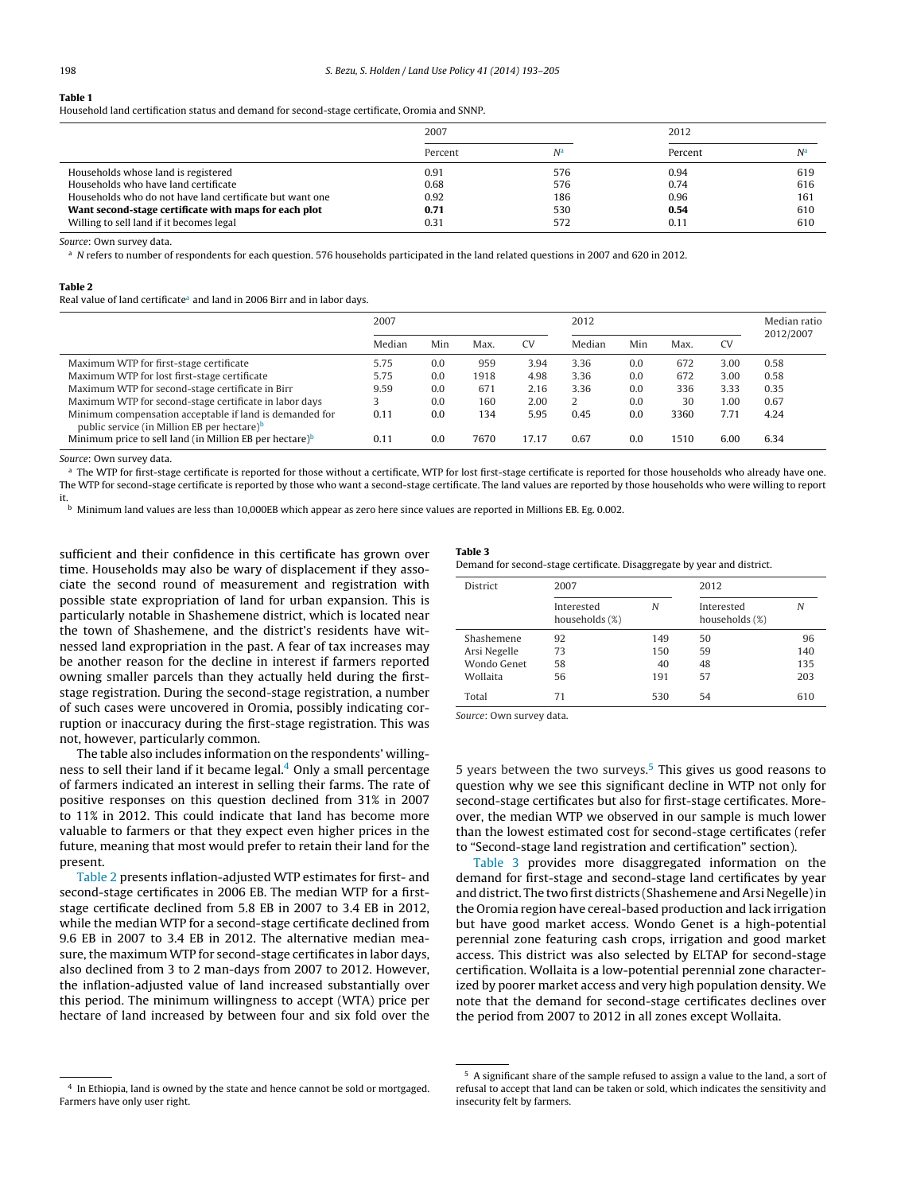**Table 1**
Household land certification status and demand for second-stage certificate, Oromia and SNNP.

| | 2007 | | 2012 | |
|---|---|---|---|---|
| | Percent | N[a] | Percent | N[a] |
| Households whose land is registered | 0.91 | 576 | 0.94 | 619 |
| Households who have land certificate | 0.68 | 576 | 0.74 | 616 |
| Households who do not have land certificate but want one | 0.92 | 186 | 0.96 | 161 |
| **Want second-stage certificate with maps for each plot** | **0.71** | 530 | **0.54** | 610 |
| Willing to sell land if it becomes legal | 0.31 | 572 | 0.11 | 610 |

Source: Own survey data.

[a] N refers to number of respondents for each question. 576 households participated in the land related questions in 2007 and 620 in 2012.

**Table 2**
Real value of land certificate[a] and land in 2006 Birr and in labor days.

| | 2007 | | | | 2012 | | | | Median ratio 2012/2007 |
|---|---|---|---|---|---|---|---|---|---|
| | Median | Min | Max. | CV | Median | Min | Max. | CV | |
| Maximum WTP for first-stage certificate | 5.75 | 0.0 | 959 | 3.94 | 3.36 | 0.0 | 672 | 3.00 | 0.58 |
| Maximum WTP for lost first-stage certificate | 5.75 | 0.0 | 1918 | 4.98 | 3.36 | 0.0 | 672 | 3.00 | 0.58 |
| Maximum WTP for second-stage certificate in Birr | 9.59 | 0.0 | 671 | 2.16 | 3.36 | 0.0 | 336 | 3.33 | 0.35 |
| Maximum WTP for second-stage certificate in labor days | 3 | 0.0 | 160 | 2.00 | 2 | 0.0 | 30 | 1.00 | 0.67 |
| Minimum compensation acceptable if land is demanded for public service (in Million EB per hectare)[b] | 0.11 | 0.0 | 134 | 5.95 | 0.45 | 0.0 | 3360 | 7.71 | 4.24 |
| Minimum price to sell land (in Million EB per hectare)[b] | 0.11 | 0.0 | 7670 | 17.17 | 0.67 | 0.0 | 1510 | 6.00 | 6.34 |

Source: Own survey data.

[a] The WTP for first-stage certificate is reported for those without a certificate, WTP for lost first-stage certificate is reported for those households who already have one. The WTP for second-stage certificate is reported by those who want a second-stage certificate. The land values are reported by those households who were willing to report it.

[b] Minimum land values are less than 10,000EB which appear as zero here since values are reported in Millions EB. Eg. 0.002.

sufficient and their confidence in this certificate has grown over time. Households may also be wary of displacement if they associate the second round of measurement and registration with possible state expropriation of land for urban expansion. This is particularly notable in Shashemene district, which is located near the town of Shashemene, and the district's residents have witnessed land expropriation in the past. A fear of tax increases may be another reason for the decline in interest if farmers reported owning smaller parcels than they actually held during the first-stage registration. During the second-stage registration, a number of such cases were uncovered in Oromia, possibly indicating corruption or inaccuracy during the first-stage registration. This was not, however, particularly common.

The table also includes information on the respondents' willingness to sell their land if it became legal.[4] Only a small percentage of farmers indicated an interest in selling their farms. The rate of positive responses on this question declined from 31% in 2007 to 11% in 2012. This could indicate that land has become more valuable to farmers or that they expect even higher prices in the future, meaning that most would prefer to retain their land for the present.

Table 2 presents inflation-adjusted WTP estimates for first- and second-stage certificates in 2006 EB. The median WTP for a first-stage certificate declined from 5.8 EB in 2007 to 3.4 EB in 2012, while the median WTP for a second-stage certificate declined from 9.6 EB in 2007 to 3.4 EB in 2012. The alternative median measure, the maximum WTP for second-stage certificates in labor days, also declined from 3 to 2 man-days from 2007 to 2012. However, the inflation-adjusted value of land increased substantially over this period. The minimum willingness to accept (WTA) price per hectare of land increased by between four and six fold over the 5 years between the two surveys.[5] This gives us good reasons to question why we see this significant decline in WTP not only for second-stage certificates but also for first-stage certificates. Moreover, the median WTP we observed in our sample is much lower than the lowest estimated cost for second-stage certificates (refer to "Second-stage land registration and certification" section).

**Table 3**
Demand for second-stage certificate. Disaggregate by year and district.

| District | 2007 | | 2012 | |
|---|---|---|---|---|
| | Interested households (%) | N | Interested households (%) | N |
| Shashemene | 92 | 149 | 50 | 96 |
| Arsi Negelle | 73 | 150 | 59 | 140 |
| Wondo Genet | 58 | 40 | 48 | 135 |
| Wollaita | 56 | 191 | 57 | 203 |
| Total | 71 | 530 | 54 | 610 |

Source: Own survey data.

Table 3 provides more disaggregated information on the demand for first-stage and second-stage land certificates by year and district. The two first districts (Shashemene and Arsi Negelle) in the Oromia region have cereal-based production and lack irrigation but have good market access. Wondo Genet is a high-potential perennial zone featuring cash crops, irrigation and good market access. This district was also selected by ELTAP for second-stage certification. Wollaita is a low-potential perennial zone characterized by poorer market access and very high population density. We note that the demand for second-stage certificates declines over the period from 2007 to 2012 in all zones except Wollaita.

[4] In Ethiopia, land is owned by the state and hence cannot be sold or mortgaged. Farmers have only user right.

[5] A significant share of the sample refused to assign a value to the land, a sort of refusal to accept that land can be taken or sold, which indicates the sensitivity and insecurity felt by farmers.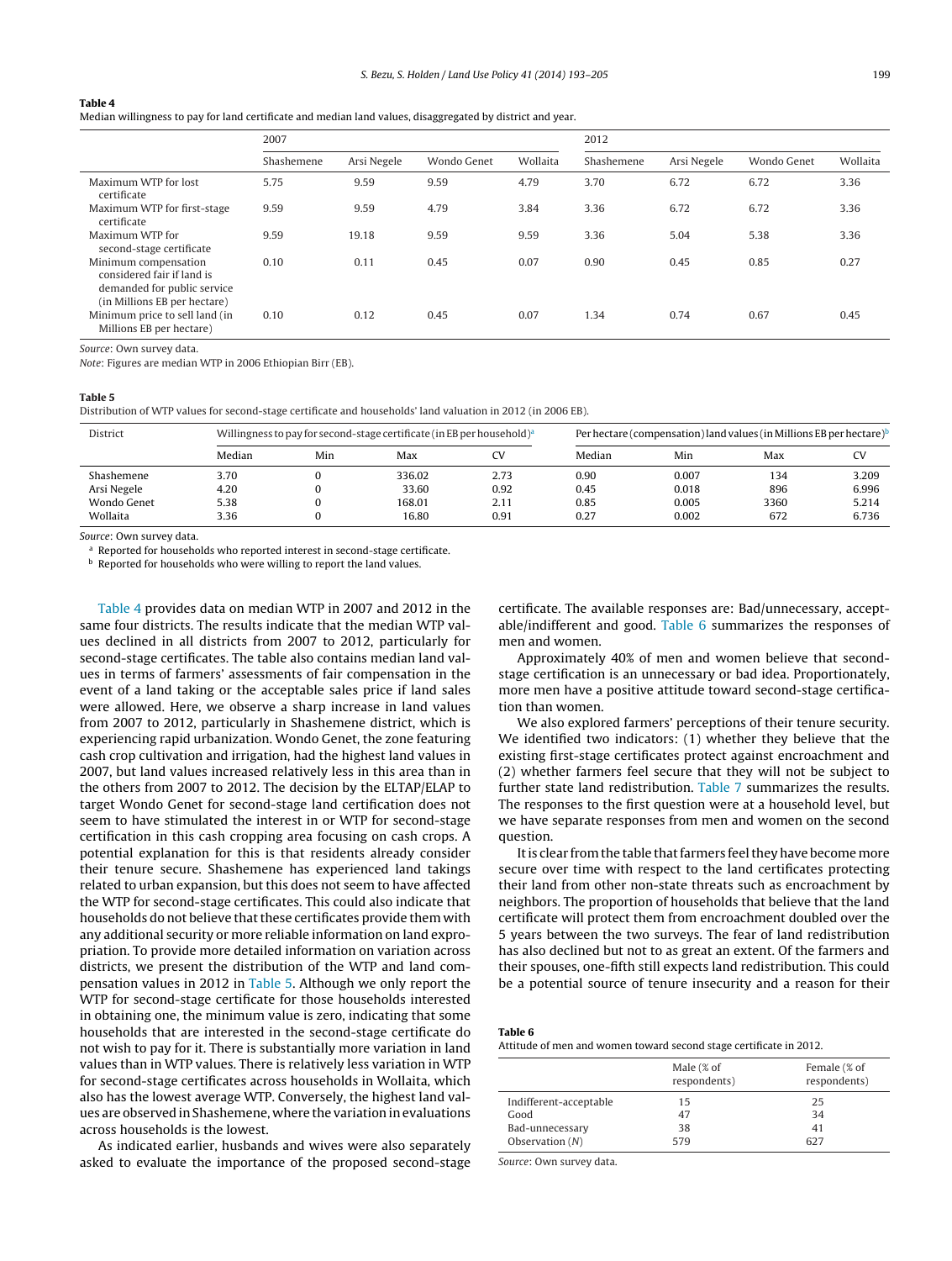**Table 4**
Median willingness to pay for land certificate and median land values, disaggregated by district and year.

| | 2007 | | | | 2012 | | | |
|---|---|---|---|---|---|---|---|---|
| | Shashemene | Arsi Negele | Wondo Genet | Wollaita | Shashemene | Arsi Negele | Wondo Genet | Wollaita |
| Maximum WTP for lost certificate | 5.75 | 9.59 | 9.59 | 4.79 | 3.70 | 6.72 | 6.72 | 3.36 |
| Maximum WTP for first-stage certificate | 9.59 | 9.59 | 4.79 | 3.84 | 3.36 | 6.72 | 6.72 | 3.36 |
| Maximum WTP for second-stage certificate | 9.59 | 19.18 | 9.59 | 9.59 | 3.36 | 5.04 | 5.38 | 3.36 |
| Minimum compensation considered fair if land is demanded for public service (in Millions EB per hectare) | 0.10 | 0.11 | 0.45 | 0.07 | 0.90 | 0.45 | 0.85 | 0.27 |
| Minimum price to sell land (in Millions EB per hectare) | 0.10 | 0.12 | 0.45 | 0.07 | 1.34 | 0.74 | 0.67 | 0.45 |

Source: Own survey data.
Note: Figures are median WTP in 2006 Ethiopian Birr (EB).

**Table 5**
Distribution of WTP values for second-stage certificate and households' land valuation in 2012 (in 2006 EB).

| District | Willingness to pay for second-stage certificate (in EB per household)[a] | | | | Per hectare (compensation) land values (in Millions EB per hectare)[b] | | | |
|---|---|---|---|---|---|---|---|---|
| | Median | Min | Max | CV | Median | Min | Max | CV |
| Shashemene | 3.70 | 0 | 336.02 | 2.73 | 0.90 | 0.007 | 134 | 3.209 |
| Arsi Negele | 4.20 | 0 | 33.60 | 0.92 | 0.45 | 0.018 | 896 | 6.996 |
| Wondo Genet | 5.38 | 0 | 168.01 | 2.11 | 0.85 | 0.005 | 3360 | 5.214 |
| Wollaita | 3.36 | 0 | 16.80 | 0.91 | 0.27 | 0.002 | 672 | 6.736 |

Source: Own survey data.
[a] Reported for households who reported interest in second-stage certificate.
[b] Reported for households who were willing to report the land values.

Table 4 provides data on median WTP in 2007 and 2012 in the same four districts. The results indicate that the median WTP values declined in all districts from 2007 to 2012, particularly for second-stage certificates. The table also contains median land values in terms of farmers' assessments of fair compensation in the event of a land taking or the acceptable sales price if land sales were allowed. Here, we observe a sharp increase in land values from 2007 to 2012, particularly in Shashemene district, which is experiencing rapid urbanization. Wondo Genet, the zone featuring cash crop cultivation and irrigation, had the highest land values in 2007, but land values increased relatively less in this area than in the others from 2007 to 2012. The decision by the ELTAP/ELAP to target Wondo Genet for second-stage land certification does not seem to have stimulated the interest in or WTP for second-stage certification in this cash cropping area focusing on cash crops. A potential explanation for this is that residents already consider their tenure secure. Shashemene has experienced land takings related to urban expansion, but this does not seem to have affected the WTP for second-stage certificates. This could also indicate that households do not believe that these certificates provide them with any additional security or more reliable information on land expropriation. To provide more detailed information on variation across districts, we present the distribution of the WTP and land compensation values in 2012 in Table 5. Although we only report the WTP for second-stage certificate for those households interested in obtaining one, the minimum value is zero, indicating that some households that are interested in the second-stage certificate do not wish to pay for it. There is substantially more variation in land values than in WTP values. There is relatively less variation in WTP for second-stage certificates across households in Wollaita, which also has the lowest average WTP. Conversely, the highest land values are observed in Shashemene, where the variation in evaluations across households is the lowest.

As indicated earlier, husbands and wives were also separately asked to evaluate the importance of the proposed second-stage certificate. The available responses are: Bad/unnecessary, acceptable/indifferent and good. Table 6 summarizes the responses of men and women.

Approximately 40% of men and women believe that second-stage certification is an unnecessary or bad idea. Proportionately, more men have a positive attitude toward second-stage certification than women.

We also explored farmers' perceptions of their tenure security. We identified two indicators: (1) whether they believe that the existing first-stage certificates protect against encroachment and (2) whether farmers feel secure that they will not be subject to further state land redistribution. Table 7 summarizes the results. The responses to the first question were at a household level, but we have separate responses from men and women on the second question.

It is clear from the table that farmers feel they have become more secure over time with respect to the land certificates protecting their land from other non-state threats such as encroachment by neighbors. The proportion of households that believe that the land certificate will protect them from encroachment doubled over the 5 years between the two surveys. The fear of land redistribution has also declined but not to as great an extent. Of the farmers and their spouses, one-fifth still expects land redistribution. This could be a potential source of tenure insecurity and a reason for their

**Table 6**
Attitude of men and women toward second stage certificate in 2012.

| | Male (% of respondents) | Female (% of respondents) |
|---|---|---|
| Indifferent-acceptable | 15 | 25 |
| Good | 47 | 34 |
| Bad-unnecessary | 38 | 41 |
| Observation (N) | 579 | 627 |

Source: Own survey data.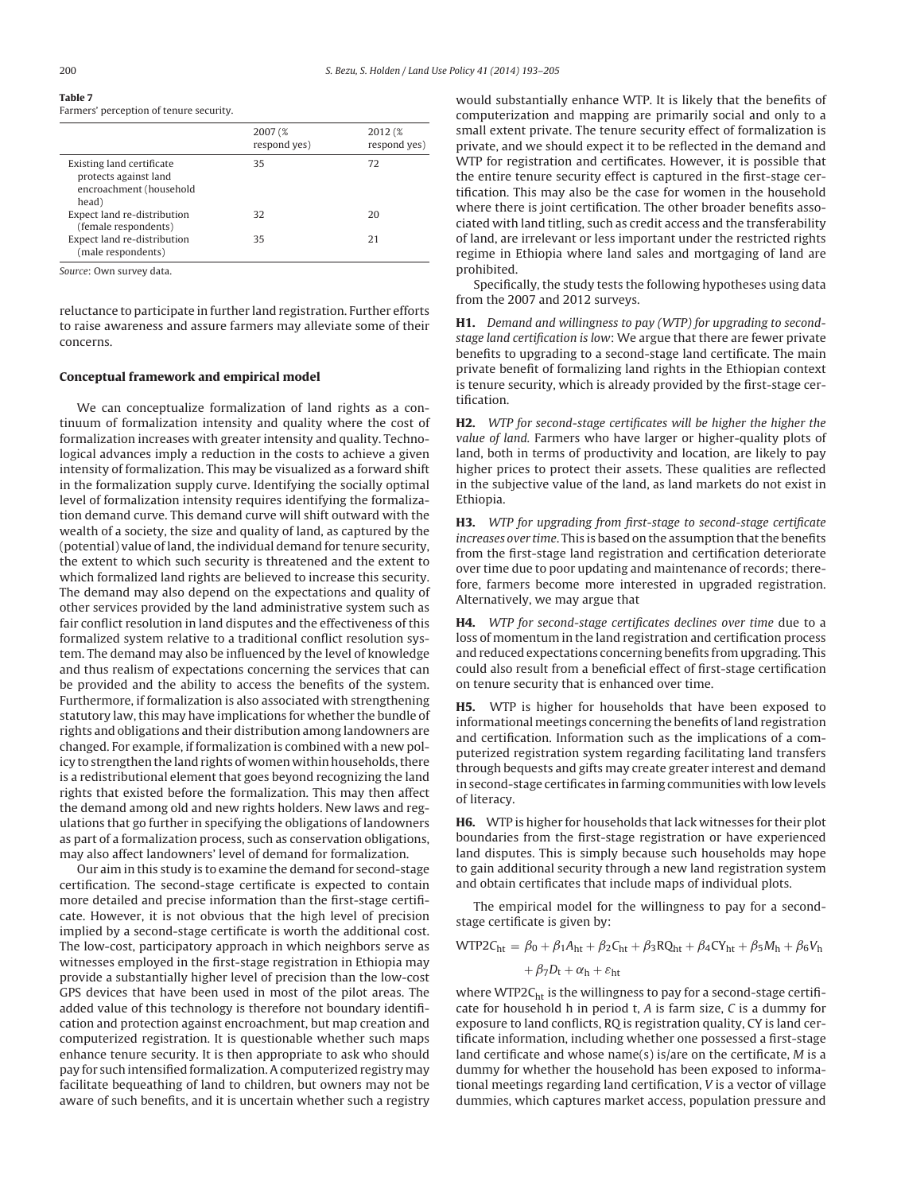**Table 7**
Farmers' perception of tenure security.

| | 2007 (% respond yes) | 2012 (% respond yes) |
|---|---|---|
| Existing land certificate protects against land encroachment (household head) | 35 | 72 |
| Expect land re-distribution (female respondents) | 32 | 20 |
| Expect land re-distribution (male respondents) | 35 | 21 |

*Source*: Own survey data.

reluctance to participate in further land registration. Further efforts to raise awareness and assure farmers may alleviate some of their concerns.

## Conceptual framework and empirical model

We can conceptualize formalization of land rights as a continuum of formalization intensity and quality where the cost of formalization increases with greater intensity and quality. Technological advances imply a reduction in the costs to achieve a given intensity of formalization. This may be visualized as a forward shift in the formalization supply curve. Identifying the socially optimal level of formalization intensity requires identifying the formalization demand curve. This demand curve will shift outward with the wealth of a society, the size and quality of land, as captured by the (potential) value of land, the individual demand for tenure security, the extent to which such security is threatened and the extent to which formalized land rights are believed to increase this security. The demand may also depend on the expectations and quality of other services provided by the land administrative system such as fair conflict resolution in land disputes and the effectiveness of this formalized system relative to a traditional conflict resolution system. The demand may also be influenced by the level of knowledge and thus realism of expectations concerning the services that can be provided and the ability to access the benefits of the system. Furthermore, if formalization is also associated with strengthening statutory law, this may have implications for whether the bundle of rights and obligations and their distribution among landowners are changed. For example, if formalization is combined with a new policy to strengthen the land rights of women within households, there is a redistributional element that goes beyond recognizing the land rights that existed before the formalization. This may then affect the demand among old and new rights holders. New laws and regulations that go further in specifying the obligations of landowners as part of a formalization process, such as conservation obligations, may also affect landowners' level of demand for formalization.

Our aim in this study is to examine the demand for second-stage certification. The second-stage certificate is expected to contain more detailed and precise information than the first-stage certificate. However, it is not obvious that the high level of precision implied by a second-stage certificate is worth the additional cost. The low-cost, participatory approach in which neighbors serve as witnesses employed in the first-stage registration in Ethiopia may provide a substantially higher level of precision than the low-cost GPS devices that have been used in most of the pilot areas. The added value of this technology is therefore not boundary identification and protection against encroachment, but map creation and computerized registration. It is questionable whether such maps enhance tenure security. It is then appropriate to ask who should pay for such intensified formalization. A computerized registry may facilitate bequeathing of land to children, but owners may not be aware of such benefits, and it is uncertain whether such a registry would substantially enhance WTP. It is likely that the benefits of computerization and mapping are primarily social and only to a small extent private. The tenure security effect of formalization is private, and we should expect it to be reflected in the demand and WTP for registration and certificates. However, it is possible that the entire tenure security effect is captured in the first-stage certification. This may also be the case for women in the household where there is joint certification. The other broader benefits associated with land titling, such as credit access and the transferability of land, are irrelevant or less important under the restricted rights regime in Ethiopia where land sales and mortgaging of land are prohibited.

Specifically, the study tests the following hypotheses using data from the 2007 and 2012 surveys.

**H1.** *Demand and willingness to pay (WTP) for upgrading to second-stage land certification is low*: We argue that there are fewer private benefits to upgrading to a second-stage land certificate. The main private benefit of formalizing land rights in the Ethiopian context is tenure security, which is already provided by the first-stage certification.

**H2.** *WTP for second-stage certificates will be higher the higher the value of land.* Farmers who have larger or higher-quality plots of land, both in terms of productivity and location, are likely to pay higher prices to protect their assets. These qualities are reflected in the subjective value of the land, as land markets do not exist in Ethiopia.

**H3.** *WTP for upgrading from first-stage to second-stage certificate increases over time.* This is based on the assumption that the benefits from the first-stage land registration and certification deteriorate over time due to poor updating and maintenance of records; therefore, farmers become more interested in upgraded registration. Alternatively, we may argue that

**H4.** *WTP for second-stage certificates declines over time* due to a loss of momentum in the land registration and certification process and reduced expectations concerning benefits from upgrading. This could also result from a beneficial effect of first-stage certification on tenure security that is enhanced over time.

**H5.** WTP is higher for households that have been exposed to informational meetings concerning the benefits of land registration and certification. Information such as the implications of a computerized registration system regarding facilitating land transfers through bequests and gifts may create greater interest and demand in second-stage certificates in farming communities with low levels of literacy.

**H6.** WTP is higher for households that lack witnesses for their plot boundaries from the first-stage registration or have experienced land disputes. This is simply because such households may hope to gain additional security through a new land registration system and obtain certificates that include maps of individual plots.

The empirical model for the willingness to pay for a second-stage certificate is given by:

$$\mathrm{WTP2C}_{\mathrm{ht}} = \beta_0 + \beta_1 A_{\mathrm{ht}} + \beta_2 C_{\mathrm{ht}} + \beta_3 \mathrm{RQ}_{\mathrm{ht}} + \beta_4 \mathrm{CY}_{\mathrm{ht}} + \beta_5 M_{\mathrm{h}} + \beta_6 V_{\mathrm{h}} + \beta_7 D_{\mathrm{t}} + \alpha_{\mathrm{h}} + \varepsilon_{\mathrm{ht}}$$

where $\mathrm{WTP2C}_{\mathrm{ht}}$ is the willingness to pay for a second-stage certificate for household h in period t, $A$ is farm size, $C$ is a dummy for exposure to land conflicts, RQ is registration quality, CY is land certificate information, including whether one possessed a first-stage land certificate and whose name(s) is/are on the certificate, $M$ is a dummy for whether the household has been exposed to informational meetings regarding land certification, $V$ is a vector of village dummies, which captures market access, population pressure and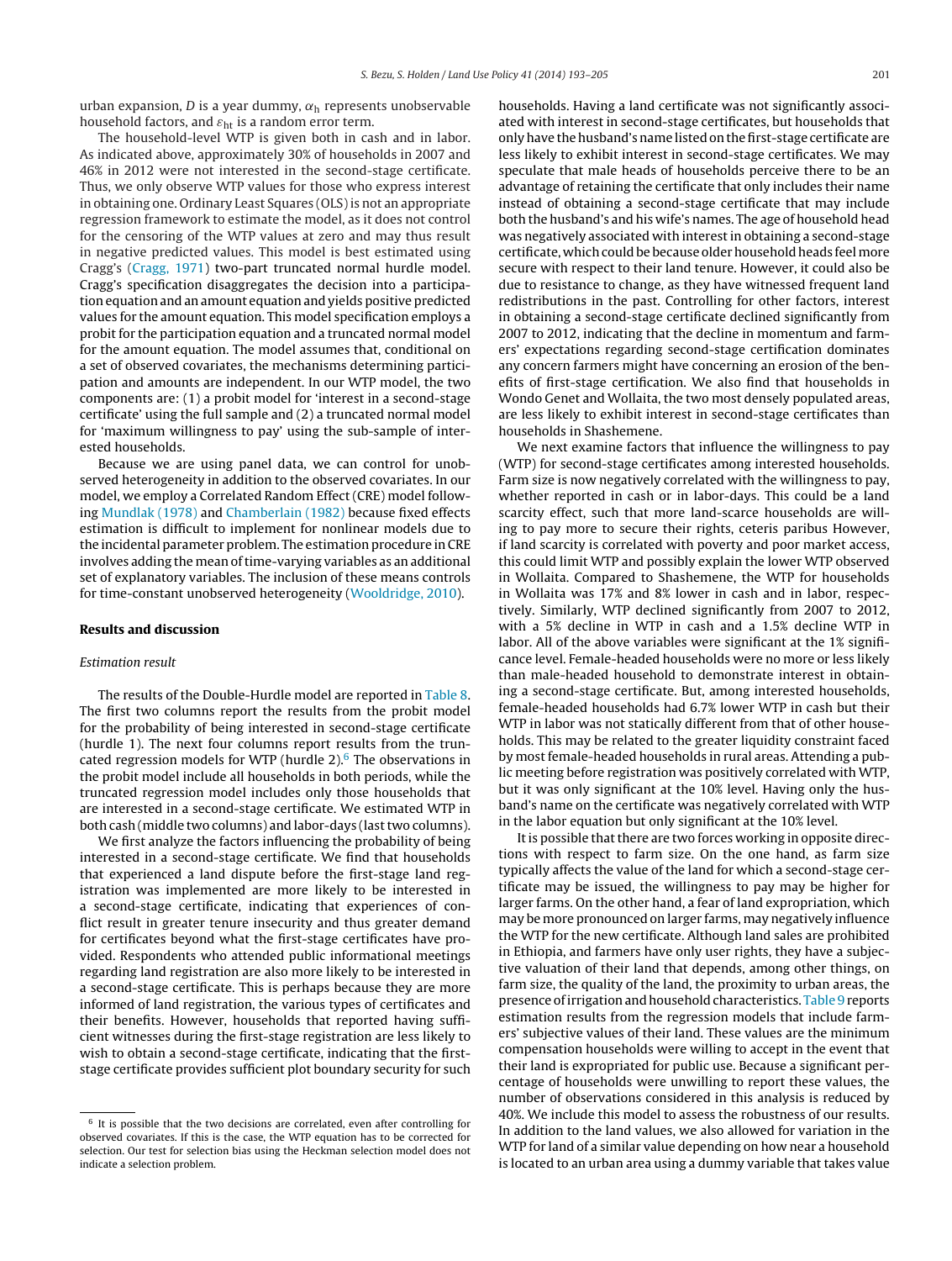urban expansion, $D$ is a year dummy, $\alpha_h$ represents unobservable household factors, and $\varepsilon_{ht}$ is a random error term.

The household-level WTP is given both in cash and in labor. As indicated above, approximately 30% of households in 2007 and 46% in 2012 were not interested in the second-stage certificate. Thus, we only observe WTP values for those who express interest in obtaining one. Ordinary Least Squares (OLS) is not an appropriate regression framework to estimate the model, as it does not control for the censoring of the WTP values at zero and may thus result in negative predicted values. This model is best estimated using Cragg's (Cragg, 1971) two-part truncated normal hurdle model. Cragg's specification disaggregates the decision into a participation equation and an amount equation and yields positive predicted values for the amount equation. This model specification employs a probit for the participation equation and a truncated normal model for the amount equation. The model assumes that, conditional on a set of observed covariates, the mechanisms determining participation and amounts are independent. In our WTP model, the two components are: (1) a probit model for 'interest in a second-stage certificate' using the full sample and (2) a truncated normal model for 'maximum willingness to pay' using the sub-sample of interested households.

Because we are using panel data, we can control for unobserved heterogeneity in addition to the observed covariates. In our model, we employ a Correlated Random Effect (CRE) model following Mundlak (1978) and Chamberlain (1982) because fixed effects estimation is difficult to implement for nonlinear models due to the incidental parameter problem. The estimation procedure in CRE involves adding the mean of time-varying variables as an additional set of explanatory variables. The inclusion of these means controls for time-constant unobserved heterogeneity (Wooldridge, 2010).

## Results and discussion

### *Estimation result*

The results of the Double-Hurdle model are reported in Table 8. The first two columns report the results from the probit model for the probability of being interested in second-stage certificate (hurdle 1). The next four columns report results from the truncated regression models for WTP (hurdle 2).[6] The observations in the probit model include all households in both periods, while the truncated regression model includes only those households that are interested in a second-stage certificate. We estimated WTP in both cash (middle two columns) and labor-days (last two columns).

We first analyze the factors influencing the probability of being interested in a second-stage certificate. We find that households that experienced a land dispute before the first-stage land registration was implemented are more likely to be interested in a second-stage certificate, indicating that experiences of conflict result in greater tenure insecurity and thus greater demand for certificates beyond what the first-stage certificates have provided. Respondents who attended public informational meetings regarding land registration are also more likely to be interested in a second-stage certificate. This is perhaps because they are more informed of land registration, the various types of certificates and their benefits. However, households that reported having sufficient witnesses during the first-stage registration are less likely to wish to obtain a second-stage certificate, indicating that the first-stage certificate provides sufficient plot boundary security for such households. Having a land certificate was not significantly associated with interest in second-stage certificates, but households that only have the husband's name listed on the first-stage certificate are less likely to exhibit interest in second-stage certificates. We may speculate that male heads of households perceive there to be an advantage of retaining the certificate that only includes their name instead of obtaining a second-stage certificate that may include both the husband's and his wife's names. The age of household head was negatively associated with interest in obtaining a second-stage certificate, which could be because older household heads feel more secure with respect to their land tenure. However, it could also be due to resistance to change, as they have witnessed frequent land redistributions in the past. Controlling for other factors, interest in obtaining a second-stage certificate declined significantly from 2007 to 2012, indicating that the decline in momentum and farmers' expectations regarding second-stage certification dominates any concern farmers might have concerning an erosion of the benefits of first-stage certification. We also find that households in Wondo Genet and Wollaita, the two most densely populated areas, are less likely to exhibit interest in second-stage certificates than households in Shashemene.

We next examine factors that influence the willingness to pay (WTP) for second-stage certificates among interested households. Farm size is now negatively correlated with the willingness to pay, whether reported in cash or in labor-days. This could be a land scarcity effect, such that more land-scarce households are willing to pay more to secure their rights, ceteris paribus However, if land scarcity is correlated with poverty and poor market access, this could limit WTP and possibly explain the lower WTP observed in Wollaita. Compared to Shashemene, the WTP for households in Wollaita was 17% and 8% lower in cash and in labor, respectively. Similarly, WTP declined significantly from 2007 to 2012, with a 5% decline in WTP in cash and a 1.5% decline WTP in labor. All of the above variables were significant at the 1% significance level. Female-headed households were no more or less likely than male-headed household to demonstrate interest in obtaining a second-stage certificate. But, among interested households, female-headed households had 6.7% lower WTP in cash but their WTP in labor was not statically different from that of other households. This may be related to the greater liquidity constraint faced by most female-headed households in rural areas. Attending a public meeting before registration was positively correlated with WTP, but it was only significant at the 10% level. Having only the husband's name on the certificate was negatively correlated with WTP in the labor equation but only significant at the 10% level.

It is possible that there are two forces working in opposite directions with respect to farm size. On the one hand, as farm size typically affects the value of the land for which a second-stage certificate may be issued, the willingness to pay may be higher for larger farms. On the other hand, a fear of land expropriation, which may be more pronounced on larger farms, may negatively influence the WTP for the new certificate. Although land sales are prohibited in Ethiopia, and farmers have only user rights, they have a subjective valuation of their land that depends, among other things, on farm size, the quality of the land, the proximity to urban areas, the presence of irrigation and household characteristics. Table 9 reports estimation results from the regression models that include farmers' subjective values of their land. These values are the minimum compensation households were willing to accept in the event that their land is expropriated for public use. Because a significant percentage of households were unwilling to report these values, the number of observations considered in this analysis is reduced by 40%. We include this model to assess the robustness of our results. In addition to the land values, we also allowed for variation in the WTP for land of a similar value depending on how near a household is located to an urban area using a dummy variable that takes value

---

[6] It is possible that the two decisions are correlated, even after controlling for observed covariates. If this is the case, the WTP equation has to be corrected for selection. Our test for selection bias using the Heckman selection model does not indicate a selection problem.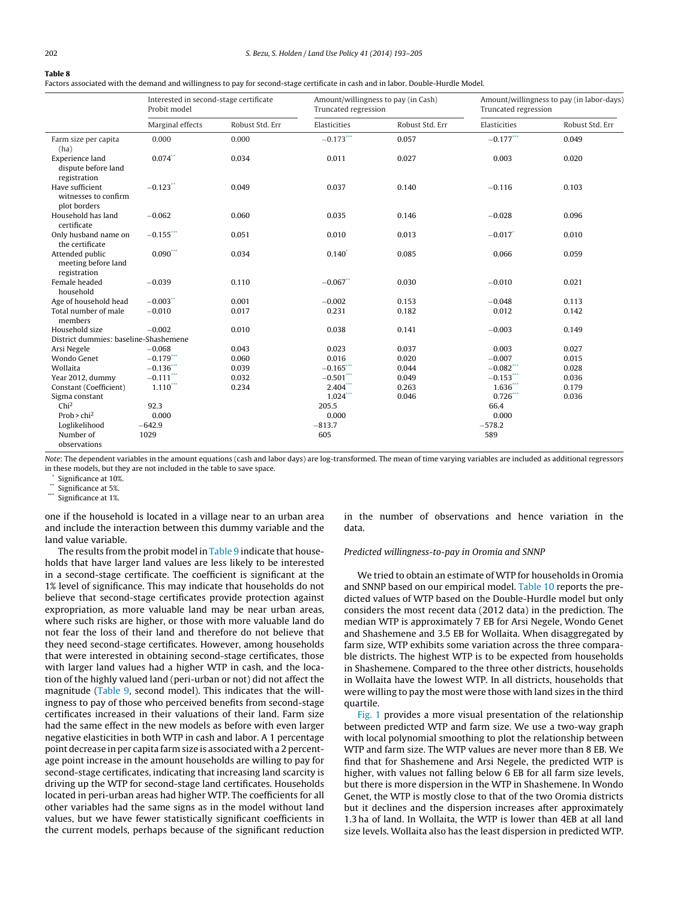**Table 8**
Factors associated with the demand and willingness to pay for second-stage certificate in cash and in labor. Double-Hurdle Model.

| | Interested in second-stage certificate Probit model | | Amount/willingness to pay (in Cash) Truncated regression | | Amount/willingness to pay (in labor-days) Truncated regression | |
|---|---|---|---|---|---|---|
| | Marginal effects | Robust Std. Err | Elasticities | Robust Std. Err | Elasticities | Robust Std. Err |
| Farm size per capita (ha) | 0.000 | 0.000 | −0.173*** | 0.057 | −0.177*** | 0.049 |
| Experience land dispute before land registration | 0.074** | 0.034 | 0.011 | 0.027 | 0.003 | 0.020 |
| Have sufficient witnesses to confirm plot borders | −0.123** | 0.049 | 0.037 | 0.140 | −0.116 | 0.103 |
| Household has land certificate | −0.062 | 0.060 | 0.035 | 0.146 | −0.028 | 0.096 |
| Only husband name on the certificate | −0.155*** | 0.051 | 0.010 | 0.013 | −0.017* | 0.010 |
| Attended public meeting before land registration | 0.090*** | 0.034 | 0.140* | 0.085 | 0.066 | 0.059 |
| Female headed household | −0.039 | 0.110 | −0.067** | 0.030 | −0.010 | 0.021 |
| Age of household head | −0.003** | 0.001 | −0.002 | 0.153 | −0.048 | 0.113 |
| Total number of male members | −0.010 | 0.017 | 0.231 | 0.182 | 0.012 | 0.142 |
| Household size | −0.002 | 0.010 | 0.038 | 0.141 | −0.003 | 0.149 |
| District dummies: baseline-Shashemene | | | | | | |
| Arsi Negele | −0.068 | 0.043 | 0.023 | 0.037 | 0.003 | 0.027 |
| Wondo Genet | −0.179*** | 0.060 | 0.016 | 0.020 | −0.007 | 0.015 |
| Wollaita | −0.136*** | 0.039 | −0.165*** | 0.044 | −0.082*** | 0.028 |
| Year 2012, dummy | −0.111*** | 0.032 | −0.501*** | 0.049 | −0.153*** | 0.036 |
| Constant (Coefficient) | 1.110*** | 0.234 | 2.404*** | 0.263 | 1.636*** | 0.179 |
| Sigma constant | | | 1.024*** | 0.046 | 0.726*** | 0.036 |
| Chi² | 92.3 | | 205.5 | | 66.4 | |
| Prob > chi² | 0.000 | | 0.000 | | 0.000 | |
| Loglikelihood | −642.9 | | −813.7 | | −578.2 | |
| Number of observations | 1029 | | 605 | | 589 | |

*Note*: The dependent variables in the amount equations (cash and labor days) are log-transformed. The mean of time varying variables are included as additional regressors in these models, but they are not included in the table to save space.
\* Significance at 10%.
\*\* Significance at 5%.
\*\*\* Significance at 1%.

one if the household is located in a village near to an urban area and include the interaction between this dummy variable and the land value variable.

The results from the probit model in Table 9 indicate that households that have larger land values are less likely to be interested in a second-stage certificate. The coefficient is significant at the 1% level of significance. This may indicate that households do not believe that second-stage certificates provide protection against expropriation, as more valuable land may be near urban areas, where such risks are higher, or those with more valuable land do not fear the loss of their land and therefore do not believe that they need second-stage certificates. However, among households that were interested in obtaining second-stage certificates, those with larger land values had a higher WTP in cash, and the location of the highly valued land (peri-urban or not) did not affect the magnitude (Table 9, second model). This indicates that the willingness to pay of those who perceived benefits from second-stage certificates increased in their valuations of their land. Farm size had the same effect in the new models as before with even larger negative elasticities in both WTP in cash and labor. A 1 percentage point decrease in per capita farm size is associated with a 2 percentage point increase in the amount households are willing to pay for second-stage certificates, indicating that increasing land scarcity is driving up the WTP for second-stage land certificates. Households located in peri-urban areas had higher WTP. The coefficients for all other variables had the same signs as in the model without land values, but we have fewer statistically significant coefficients in the current models, perhaps because of the significant reduction in the number of observations and hence variation in the data.

*Predicted willingness-to-pay in Oromia and SNNP*

We tried to obtain an estimate of WTP for households in Oromia and SNNP based on our empirical model. Table 10 reports the predicted values of WTP based on the Double-Hurdle model but only considers the most recent data (2012 data) in the prediction. The median WTP is approximately 7 EB for Arsi Negele, Wondo Genet and Shashemene and 3.5 EB for Wollaita. When disaggregated by farm size, WTP exhibits some variation across the three comparable districts. The highest WTP is to be expected from households in Shashemene. Compared to the three other districts, households in Wollaita have the lowest WTP. In all districts, households that were willing to pay the most were those with land sizes in the third quartile.

Fig. 1 provides a more visual presentation of the relationship between predicted WTP and farm size. We use a two-way graph with local polynomial smoothing to plot the relationship between WTP and farm size. The WTP values are never more than 8 EB. We find that for Shashemene and Arsi Negele, the predicted WTP is higher, with values not falling below 6 EB for all farm size levels, but there is more dispersion in the WTP in Shashemene. In Wondo Genet, the WTP is mostly close to that of the two Oromia districts but it declines and the dispersion increases after approximately 1.3 ha of land. In Wollaita, the WTP is lower than 4EB at all land size levels. Wollaita also has the least dispersion in predicted WTP.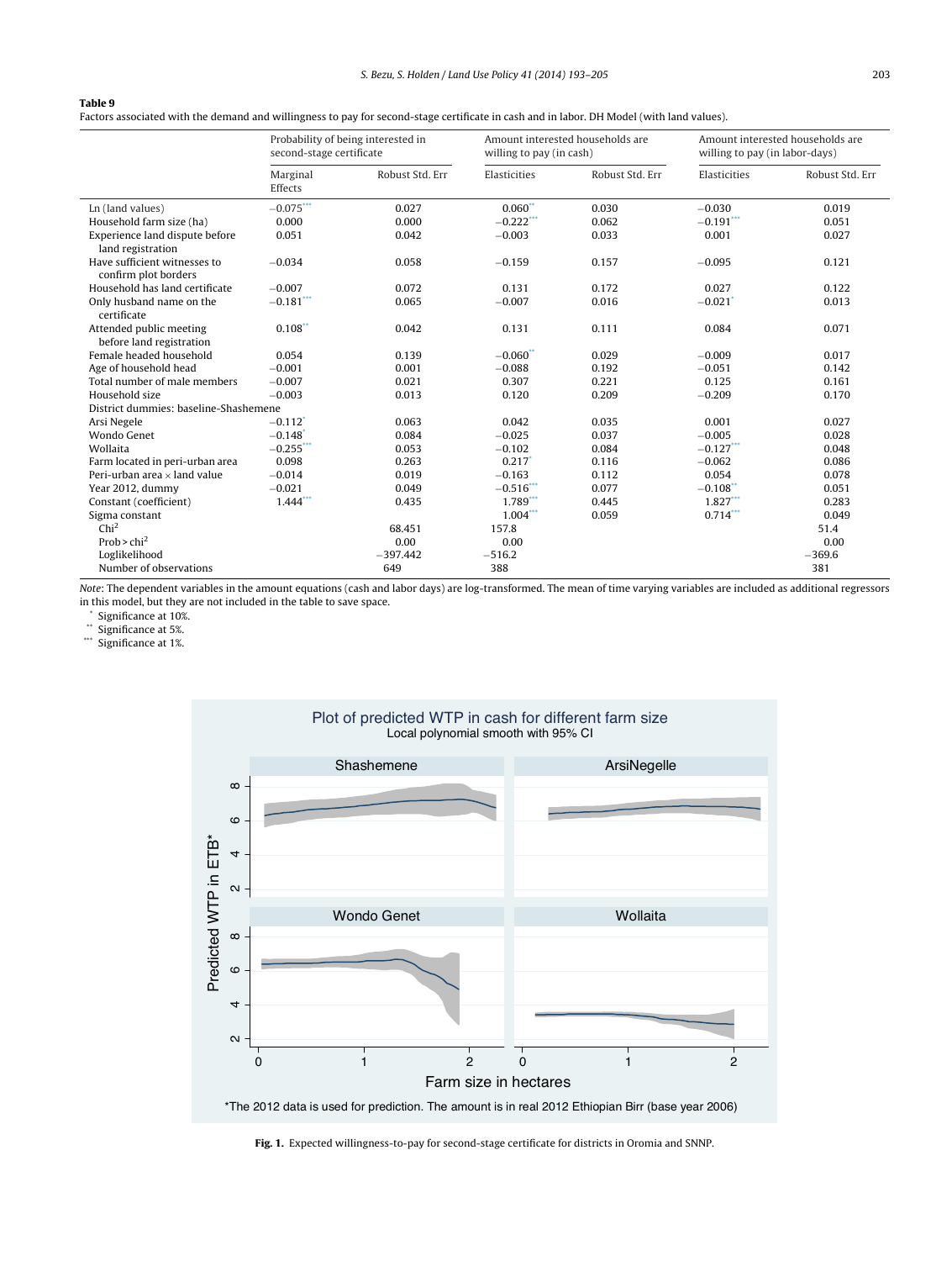**Table 9**
Factors associated with the demand and willingness to pay for second-stage certificate in cash and in labor. DH Model (with land values).

| | Probability of being interested in second-stage certificate | | Amount interested households are willing to pay (in cash) | | Amount interested households are willing to pay (in labor-days) | |
|---|---|---|---|---|---|---|
| | Marginal Effects | Robust Std. Err | Elasticities | Robust Std. Err | Elasticities | Robust Std. Err |
| Ln (land values) | −0.075*** | 0.027 | 0.060** | 0.030 | −0.030 | 0.019 |
| Household farm size (ha) | 0.000 | 0.000 | −0.222*** | 0.062 | −0.191*** | 0.051 |
| Experience land dispute before land registration | 0.051 | 0.042 | −0.003 | 0.033 | 0.001 | 0.027 |
| Have sufficient witnesses to confirm plot borders | −0.034 | 0.058 | −0.159 | 0.157 | −0.095 | 0.121 |
| Household has land certificate | −0.007 | 0.072 | 0.131 | 0.172 | 0.027 | 0.122 |
| Only husband name on the certificate | −0.181*** | 0.065 | −0.007 | 0.016 | −0.021* | 0.013 |
| Attended public meeting before land registration | 0.108** | 0.042 | 0.131 | 0.111 | 0.084 | 0.071 |
| Female headed household | 0.054 | 0.139 | −0.060** | 0.029 | −0.009 | 0.017 |
| Age of household head | −0.001 | 0.001 | −0.088 | 0.192 | −0.051 | 0.142 |
| Total number of male members | −0.007 | 0.021 | 0.307 | 0.221 | 0.125 | 0.161 |
| Household size | −0.003 | 0.013 | 0.120 | 0.209 | −0.209 | 0.170 |
| District dummies: baseline-Shashemene | | | | | | |
| Arsi Negele | −0.112* | 0.063 | 0.042 | 0.035 | 0.001 | 0.027 |
| Wondo Genet | −0.148* | 0.084 | −0.025 | 0.037 | −0.005 | 0.028 |
| Wollaita | −0.255*** | 0.053 | −0.102 | 0.084 | −0.127*** | 0.048 |
| Farm located in peri-urban area | 0.098 | 0.263 | 0.217* | 0.116 | −0.062 | 0.086 |
| Peri-urban area × land value | −0.014 | 0.019 | −0.163 | 0.112 | 0.054 | 0.078 |
| Year 2012, dummy | −0.021 | 0.049 | −0.516*** | 0.077 | −0.108** | 0.051 |
| Constant (coefficient) | 1.444*** | 0.435 | 1.789*** | 0.445 | 1.827*** | 0.283 |
| Sigma constant | | | 1.004*** | 0.059 | 0.714*** | 0.049 |
| $Chi^2$ | | 68.451 | 157.8 | | | 51.4 |
| Prob > $chi^2$ | | 0.00 | 0.00 | | | 0.00 |
| Loglikelihood | | −397.442 | −516.2 | | | −369.6 |
| Number of observations | | 649 | 388 | | | 381 |

*Note*: The dependent variables in the amount equations (cash and labor days) are log-transformed. The mean of time varying variables are included as additional regressors in this model, but they are not included in the table to save space.

\* Significance at 10%.
\*\* Significance at 5%.
\*\*\* Significance at 1%.

**Fig. 1.** Expected willingness-to-pay for second-stage certificate for districts in Oromia and SNNP.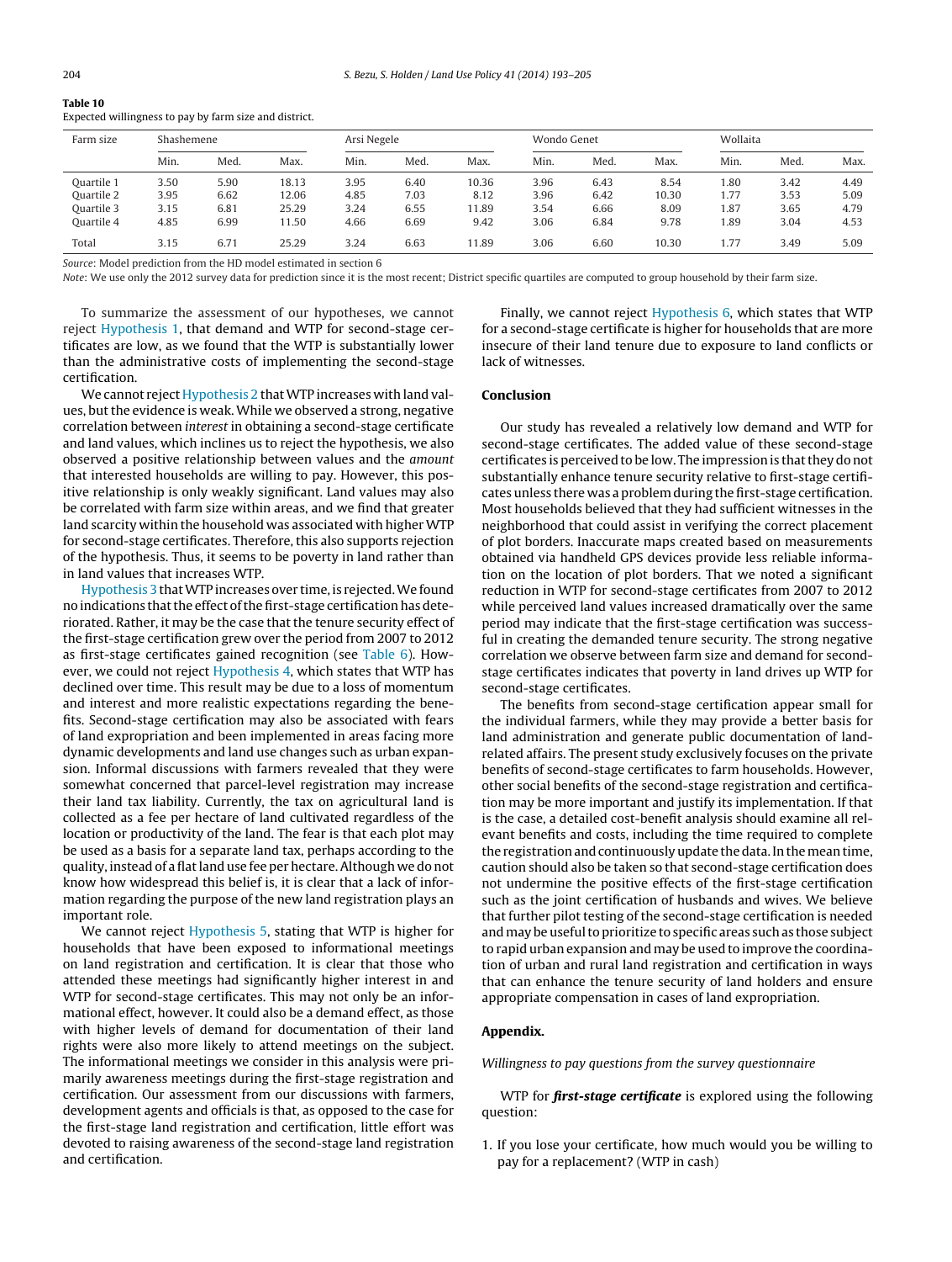**Table 10**
Expected willingness to pay by farm size and district.

| Farm size | Shashemene | | | Arsi Negele | | | Wondo Genet | | | Wollaita | | |
|---|---|---|---|---|---|---|---|---|---|---|---|---|
| | Min. | Med. | Max. | Min. | Med. | Max. | Min. | Med. | Max. | Min. | Med. | Max. |
| Quartile 1 | 3.50 | 5.90 | 18.13 | 3.95 | 6.40 | 10.36 | 3.96 | 6.43 | 8.54 | 1.80 | 3.42 | 4.49 |
| Quartile 2 | 3.95 | 6.62 | 12.06 | 4.85 | 7.03 | 8.12 | 3.96 | 6.42 | 10.30 | 1.77 | 3.53 | 5.09 |
| Quartile 3 | 3.15 | 6.81 | 25.29 | 3.24 | 6.55 | 11.89 | 3.54 | 6.66 | 8.09 | 1.87 | 3.65 | 4.79 |
| Quartile 4 | 4.85 | 6.99 | 11.50 | 4.66 | 6.69 | 9.42 | 3.06 | 6.84 | 9.78 | 1.89 | 3.04 | 4.53 |
| Total | 3.15 | 6.71 | 25.29 | 3.24 | 6.63 | 11.89 | 3.06 | 6.60 | 10.30 | 1.77 | 3.49 | 5.09 |

*Source*: Model prediction from the HD model estimated in section 6

*Note*: We use only the 2012 survey data for prediction since it is the most recent; District specific quartiles are computed to group household by their farm size.

To summarize the assessment of our hypotheses, we cannot reject Hypothesis 1, that demand and WTP for second-stage certificates are low, as we found that the WTP is substantially lower than the administrative costs of implementing the second-stage certification.

We cannot reject Hypothesis 2 that WTP increases with land values, but the evidence is weak. While we observed a strong, negative correlation between *interest* in obtaining a second-stage certificate and land values, which inclines us to reject the hypothesis, we also observed a positive relationship between values and the *amount* that interested households are willing to pay. However, this positive relationship is only weakly significant. Land values may also be correlated with farm size within areas, and we find that greater land scarcity within the household was associated with higher WTP for second-stage certificates. Therefore, this also supports rejection of the hypothesis. Thus, it seems to be poverty in land rather than in land values that increases WTP.

Hypothesis 3 that WTP increases over time, is rejected. We found no indications that the effect of the first-stage certification has deteriorated. Rather, it may be the case that the tenure security effect of the first-stage certification grew over the period from 2007 to 2012 as first-stage certificates gained recognition (see Table 6). However, we could not reject Hypothesis 4, which states that WTP has declined over time. This result may be due to a loss of momentum and interest and more realistic expectations regarding the benefits. Second-stage certification may also be associated with fears of land expropriation and been implemented in areas facing more dynamic developments and land use changes such as urban expansion. Informal discussions with farmers revealed that they were somewhat concerned that parcel-level registration may increase their land tax liability. Currently, the tax on agricultural land is collected as a fee per hectare of land cultivated regardless of the location or productivity of the land. The fear is that each plot may be used as a basis for a separate land tax, perhaps according to the quality, instead of a flat land use fee per hectare. Although we do not know how widespread this belief is, it is clear that a lack of information regarding the purpose of the new land registration plays an important role.

We cannot reject Hypothesis 5, stating that WTP is higher for households that have been exposed to informational meetings on land registration and certification. It is clear that those who attended these meetings had significantly higher interest in and WTP for second-stage certificates. This may not only be an informational effect, however. It could also be a demand effect, as those with higher levels of demand for documentation of their land rights were also more likely to attend meetings on the subject. The informational meetings we consider in this analysis were primarily awareness meetings during the first-stage registration and certification. Our assessment from our discussions with farmers, development agents and officials is that, as opposed to the case for the first-stage land registration and certification, little effort was devoted to raising awareness of the second-stage land registration and certification.

Finally, we cannot reject Hypothesis 6, which states that WTP for a second-stage certificate is higher for households that are more insecure of their land tenure due to exposure to land conflicts or lack of witnesses.

## Conclusion

Our study has revealed a relatively low demand and WTP for second-stage certificates. The added value of these second-stage certificates is perceived to be low. The impression is that they do not substantially enhance tenure security relative to first-stage certificates unless there was a problem during the first-stage certification. Most households believed that they had sufficient witnesses in the neighborhood that could assist in verifying the correct placement of plot borders. Inaccurate maps created based on measurements obtained via handheld GPS devices provide less reliable information on the location of plot borders. That we noted a significant reduction in WTP for second-stage certificates from 2007 to 2012 while perceived land values increased dramatically over the same period may indicate that the first-stage certification was successful in creating the demanded tenure security. The strong negative correlation we observe between farm size and demand for second-stage certificates indicates that poverty in land drives up WTP for second-stage certificates.

The benefits from second-stage certification appear small for the individual farmers, while they may provide a better basis for land administration and generate public documentation of land-related affairs. The present study exclusively focuses on the private benefits of second-stage certificates to farm households. However, other social benefits of the second-stage registration and certification may be more important and justify its implementation. If that is the case, a detailed cost-benefit analysis should examine all relevant benefits and costs, including the time required to complete the registration and continuously update the data. In the mean time, caution should also be taken so that second-stage certification does not undermine the positive effects of the first-stage certification such as the joint certification of husbands and wives. We believe that further pilot testing of the second-stage certification is needed and may be useful to prioritize to specific areas such as those subject to rapid urban expansion and may be used to improve the coordination of urban and rural land registration and certification in ways that can enhance the tenure security of land holders and ensure appropriate compensation in cases of land expropriation.

## Appendix.

*Willingness to pay questions from the survey questionnaire*

WTP for ***first-stage certificate*** is explored using the following question:

1. If you lose your certificate, how much would you be willing to pay for a replacement? (WTP in cash)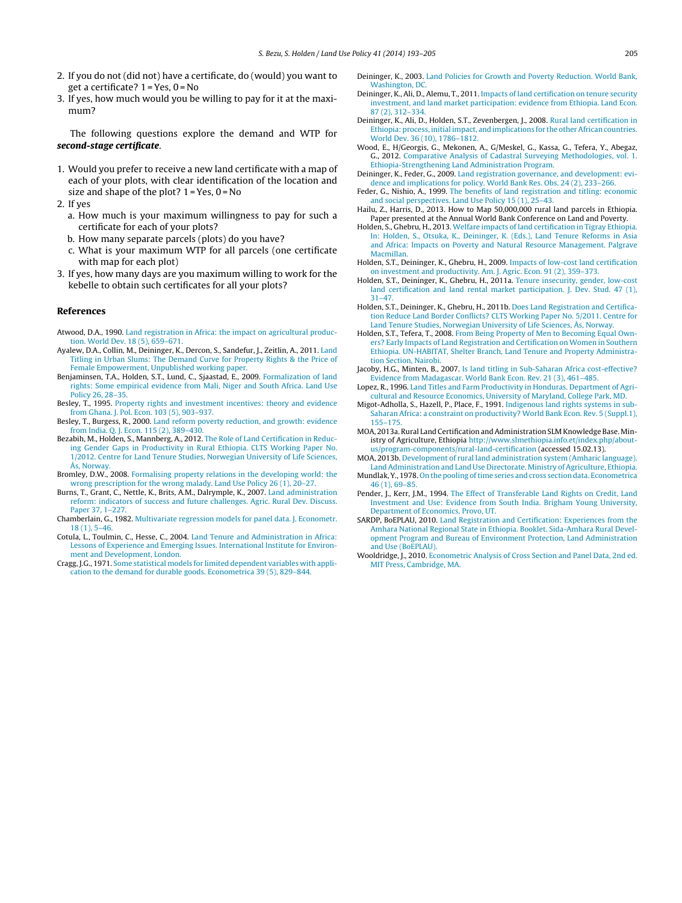2. If you do not (did not) have a certificate, do (would) you want to get a certificate? 1 = Yes, 0 = No
3. If yes, how much would you be willing to pay for it at the maximum?

The following questions explore the demand and WTP for ***second-stage certificate***.

1. Would you prefer to receive a new land certificate with a map of each of your plots, with clear identification of the location and size and shape of the plot? 1 = Yes, 0 = No
2. If yes
   a. How much is your maximum willingness to pay for such a certificate for each of your plots?
   b. How many separate parcels (plots) do you have?
   c. What is your maximum WTP for all parcels (one certificate with map for each plot)
3. If yes, how many days are you maximum willing to work for the kebelle to obtain such certificates for all your plots?

## References

Atwood, D.A., 1990. Land registration in Africa: the impact on agricultural production. World Dev. 18 (5), 659–671.

Ayalew, D.A., Collin, M., Deininger, K., Dercon, S., Sandefur, J., Zeitlin, A., 2011. Land Titling in Urban Slums: The Demand Curve for Property Rights & the Price of Female Empowerment, Unpublished working paper.

Benjaminsen, T.A., Holden, S.T., Lund, C., Sjaastad, E., 2009. Formalization of land rights: Some empirical evidence from Mali, Niger and South Africa. Land Use Policy 26, 28–35.

Besley, T., 1995. Property rights and investment incentives: theory and evidence from Ghana. J. Pol. Econ. 103 (5), 903–937.

Besley, T., Burgess, R., 2000. Land reform poverty reduction, and growth: evidence from India. Q. J. Econ. 115 (2), 389–430.

Bezabih, M., Holden, S., Mannberg, A., 2012. The Role of Land Certification in Reducing Gender Gaps in Productivity in Rural Ethiopia. CLTS Working Paper No. 1/2012. Centre for Land Tenure Studies, Norwegian University of Life Sciences, Ås, Norway.

Bromley, D.W., 2008. Formalising property relations in the developing world: the wrong prescription for the wrong malady. Land Use Policy 26 (1), 20–27.

Burns, T., Grant, C., Nettle, K., Brits, A.M., Dalrymple, K., 2007. Land administration reform: indicators of success and future challenges. Agric. Rural Dev. Discuss. Paper 37, 1–227.

Chamberlain, G., 1982. Multivariate regression models for panel data. J. Econometr. 18 (1), 5–46.

Cotula, L., Toulmin, C., Hesse, C., 2004. Land Tenure and Administration in Africa: Lessons of Experience and Emerging Issues. International Institute for Environment and Development, London.

Cragg, J.G., 1971. Some statistical models for limited dependent variables with application to the demand for durable goods. Econometrica 39 (5), 829–844.

Deininger, K., 2003. Land Policies for Growth and Poverty Reduction. World Bank, Washington, DC.

Deininger, K., Ali, D., Alemu, T., 2011. Impacts of land certification on tenure security investment, and land market participation: evidence from Ethiopia. Land Econ. 87 (2), 312–334.

Deininger, K., Ali, D., Holden, S.T., Zevenbergen, J., 2008. Rural land certification in Ethiopia: process, initial impact, and implications for the other African countries. World Dev. 36 (10), 1786–1812.

Wood, E., H/Georgis, G., Mekonen, A., G/Meskel, G., Kassa, G., Tefera, Y., Abegaz, G., 2012. Comparative Analysis of Cadastral Surveying Methodologies, vol. 1. Ethiopia-Strengthening Land Administration Program.

Deininger, K., Feder, G., 2009. Land registration governance, and development: evidence and implications for policy. World Bank Res. Obs. 24 (2), 233–266.

Feder, G., Nishio, A., 1999. The benefits of land registration and titling: economic and social perspectives. Land Use Policy 15 (1), 25–43.

Hailu, Z., Harris, D., 2013. How to Map 50,000,000 rural land parcels in Ethiopia. Paper presented at the Annual World Bank Conference on Land and Poverty.

Holden, S., Ghebru, H., 2013. Welfare impacts of land certification in Tigray Ethiopia. In: Holden, S., Otsuka, K., Deininger, K. (Eds.), Land Tenure Reforms in Asia and Africa: Impacts on Poverty and Natural Resource Management. Palgrave Macmillan.

Holden, S.T., Deininger, K., Ghebru, H., 2009. Impacts of low-cost land certification on investment and productivity. Am. J. Agric. Econ. 91 (2), 359–373.

Holden, S.T., Deininger, K., Ghebru, H., 2011a. Tenure insecurity, gender, low-cost land certification and land rental market participation. J. Dev. Stud. 47 (1), 31–47.

Holden, S.T., Deininger, K., Ghebru, H., 2011b. Does Land Registration and Certification Reduce Land Border Conflicts? CLTS Working Paper No. 5/2011. Centre for Land Tenure Studies, Norwegian University of Life Sciences, Ås, Norway.

Holden, S.T., Tefera, T., 2008. From Being Property of Men to Becoming Equal Owners? Early Impacts of Land Registration and Certification on Women in Southern Ethiopia. UN-HABITAT, Shelter Branch, Land Tenure and Property Administration Section, Nairobi.

Jacoby, H.G., Minten, B., 2007. Is land titling in Sub-Saharan Africa cost-effective? Evidence from Madagascar. World Bank Econ. Rev. 21 (3), 461–485.

Lopez, R., 1996. Land Titles and Farm Productivity in Honduras. Department of Agricultural and Resource Economics, University of Maryland, College Park, MD.

Migot-Adholla, S., Hazell, P., Place, F., 1991. Indigenous land rights systems in sub-Saharan Africa: a constraint on productivity? World Bank Econ. Rev. 5 (Suppl.1), 155–175.

MOA, 2013a. Rural Land Certification and Administration SLM Knowledge Base. Ministry of Agriculture, Ethiopia http://www.slmethiopia.info.et/index.php/about-us/program-components/rural-land-certification (accessed 15.02.13).

MOA, 2013b. Development of rural land administration system (Amharic language). Land Administration and Land Use Directorate. Ministry of Agriculture, Ethiopia.

Mundlak, Y., 1978. On the pooling of time series and cross section data. Econometrica 46 (1), 69–85.

Pender, J., Kerr, J.M., 1994. The Effect of Transferable Land Rights on Credit, Land Investment and Use: Evidence from South India. Brigham Young University, Department of Economics, Provo, UT.

SARDP, BoEPLAU, 2010. Land Registration and Certification: Experiences from the Amhara National Regional State in Ethiopia. Booklet. Sida-Amhara Rural Development Program and Bureau of Environment Protection, Land Administration and Use (BoEPLAU).

Wooldridge, J., 2010. Econometric Analysis of Cross Section and Panel Data, 2nd ed. MIT Press, Cambridge, MA.